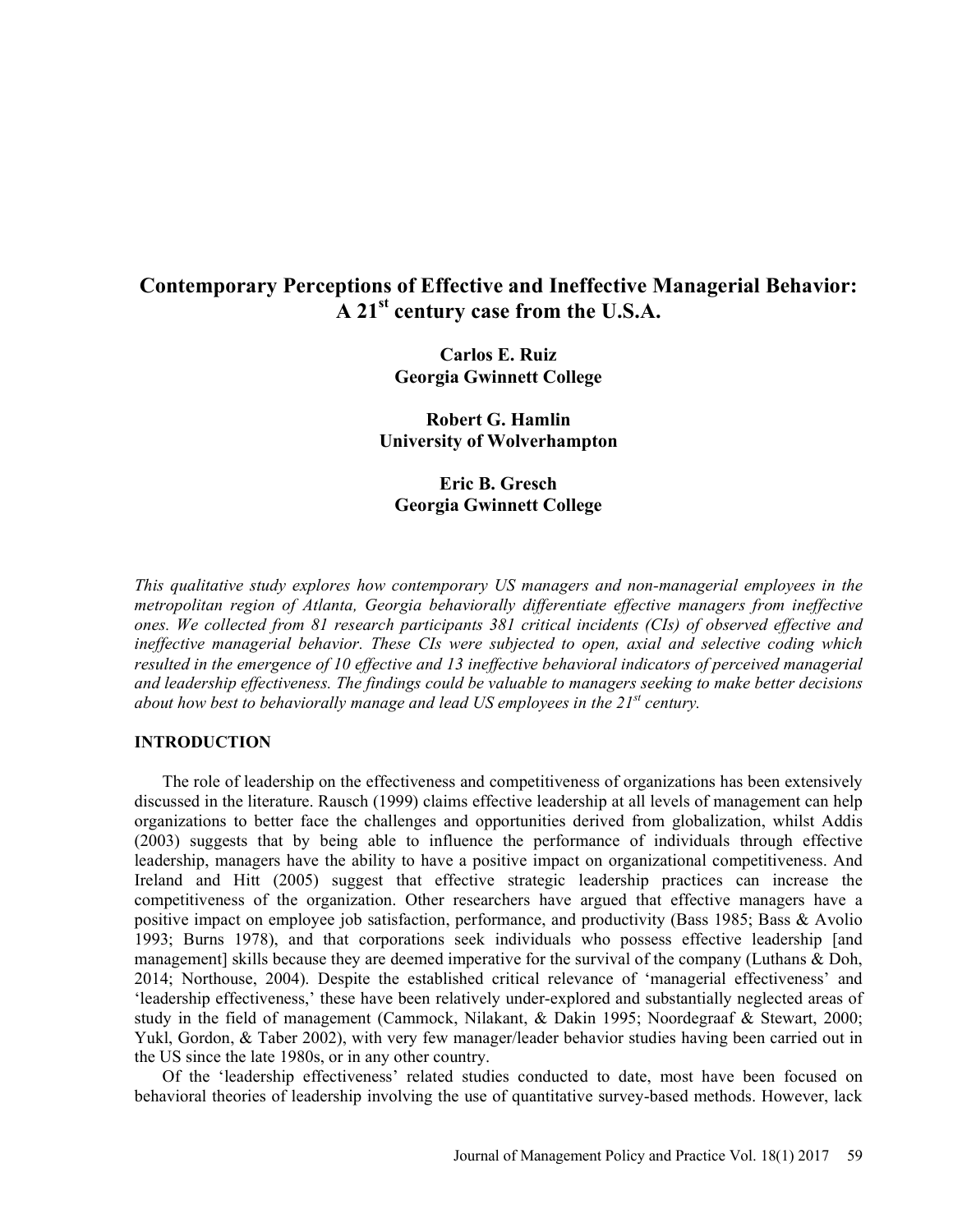# Contemporary Perceptions of Effective and Ineffective Managerial Behavior: A 21st century case from the U.S.A.

**Carlos E. Ruiz**
**Georgia Gwinnett College**

**Robert G. Hamlin**
**University of Wolverhampton**

**Eric B. Gresch**
**Georgia Gwinnett College**

*This qualitative study explores how contemporary US managers and non-managerial employees in the metropolitan region of Atlanta, Georgia behaviorally differentiate effective managers from ineffective ones. We collected from 81 research participants 381 critical incidents (CIs) of observed effective and ineffective managerial behavior. These CIs were subjected to open, axial and selective coding which resulted in the emergence of 10 effective and 13 ineffective behavioral indicators of perceived managerial and leadership effectiveness. The findings could be valuable to managers seeking to make better decisions about how best to behaviorally manage and lead US employees in the 21st century.*

## INTRODUCTION

The role of leadership on the effectiveness and competitiveness of organizations has been extensively discussed in the literature. Rausch (1999) claims effective leadership at all levels of management can help organizations to better face the challenges and opportunities derived from globalization, whilst Addis (2003) suggests that by being able to influence the performance of individuals through effective leadership, managers have the ability to have a positive impact on organizational competitiveness. And Ireland and Hitt (2005) suggest that effective strategic leadership practices can increase the competitiveness of the organization. Other researchers have argued that effective managers have a positive impact on employee job satisfaction, performance, and productivity (Bass 1985; Bass & Avolio 1993; Burns 1978), and that corporations seek individuals who possess effective leadership [and management] skills because they are deemed imperative for the survival of the company (Luthans & Doh, 2014; Northouse, 2004). Despite the established critical relevance of 'managerial effectiveness' and 'leadership effectiveness,' these have been relatively under-explored and substantially neglected areas of study in the field of management (Cammock, Nilakant, & Dakin 1995; Noordegraaf & Stewart, 2000; Yukl, Gordon, & Taber 2002), with very few manager/leader behavior studies having been carried out in the US since the late 1980s, or in any other country.

Of the 'leadership effectiveness' related studies conducted to date, most have been focused on behavioral theories of leadership involving the use of quantitative survey-based methods. However, lack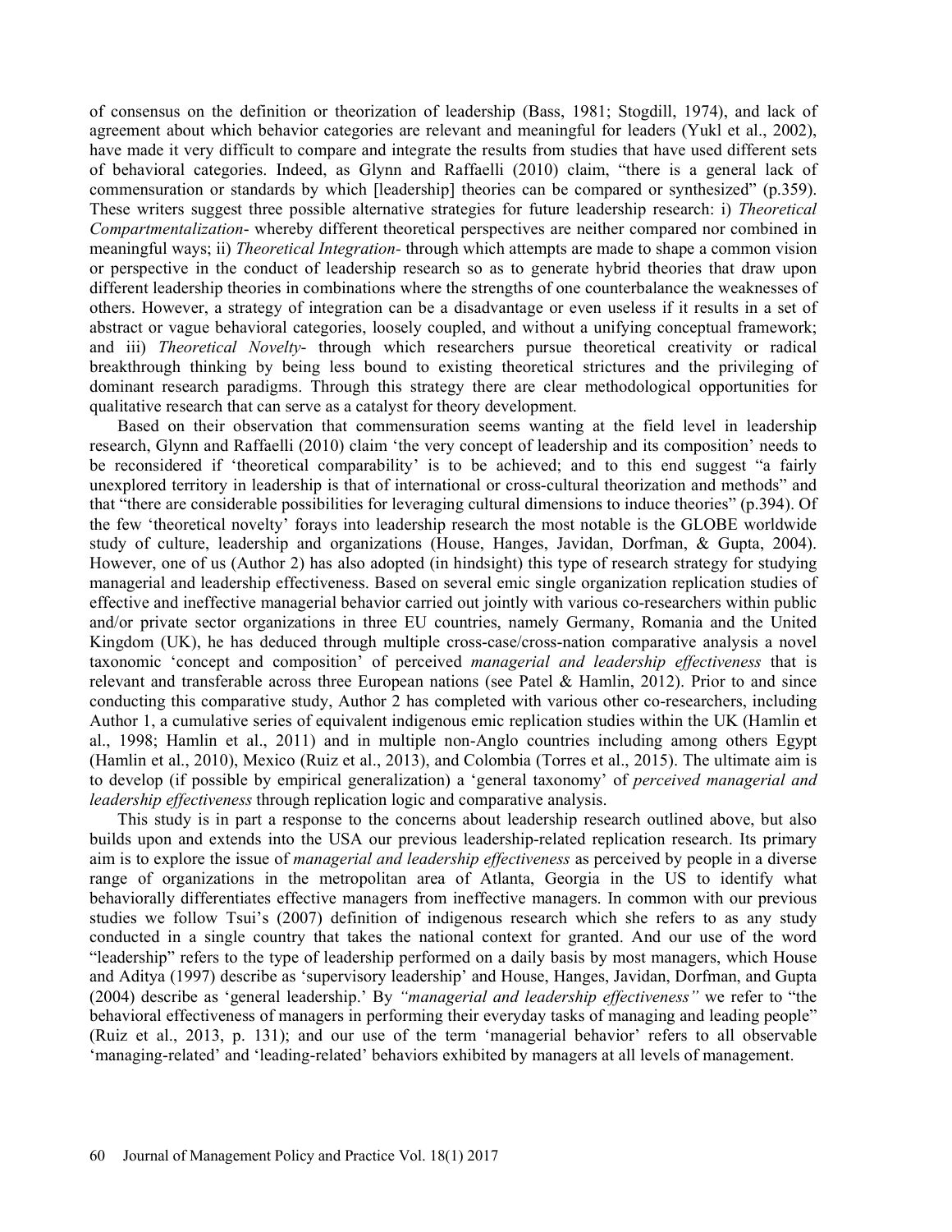of consensus on the definition or theorization of leadership (Bass, 1981; Stogdill, 1974), and lack of agreement about which behavior categories are relevant and meaningful for leaders (Yukl et al., 2002), have made it very difficult to compare and integrate the results from studies that have used different sets of behavioral categories. Indeed, as Glynn and Raffaelli (2010) claim, "there is a general lack of commensuration or standards by which [leadership] theories can be compared or synthesized" (p.359). These writers suggest three possible alternative strategies for future leadership research: i) *Theoretical Compartmentalization*- whereby different theoretical perspectives are neither compared nor combined in meaningful ways; ii) *Theoretical Integration*- through which attempts are made to shape a common vision or perspective in the conduct of leadership research so as to generate hybrid theories that draw upon different leadership theories in combinations where the strengths of one counterbalance the weaknesses of others. However, a strategy of integration can be a disadvantage or even useless if it results in a set of abstract or vague behavioral categories, loosely coupled, and without a unifying conceptual framework; and iii) *Theoretical Novelty*- through which researchers pursue theoretical creativity or radical breakthrough thinking by being less bound to existing theoretical strictures and the privileging of dominant research paradigms. Through this strategy there are clear methodological opportunities for qualitative research that can serve as a catalyst for theory development.

Based on their observation that commensuration seems wanting at the field level in leadership research, Glynn and Raffaelli (2010) claim 'the very concept of leadership and its composition' needs to be reconsidered if 'theoretical comparability' is to be achieved; and to this end suggest "a fairly unexplored territory in leadership is that of international or cross-cultural theorization and methods" and that "there are considerable possibilities for leveraging cultural dimensions to induce theories" (p.394). Of the few 'theoretical novelty' forays into leadership research the most notable is the GLOBE worldwide study of culture, leadership and organizations (House, Hanges, Javidan, Dorfman, & Gupta, 2004). However, one of us (Author 2) has also adopted (in hindsight) this type of research strategy for studying managerial and leadership effectiveness. Based on several emic single organization replication studies of effective and ineffective managerial behavior carried out jointly with various co-researchers within public and/or private sector organizations in three EU countries, namely Germany, Romania and the United Kingdom (UK), he has deduced through multiple cross-case/cross-nation comparative analysis a novel taxonomic 'concept and composition' of perceived *managerial and leadership effectiveness* that is relevant and transferable across three European nations (see Patel & Hamlin, 2012). Prior to and since conducting this comparative study, Author 2 has completed with various other co-researchers, including Author 1, a cumulative series of equivalent indigenous emic replication studies within the UK (Hamlin et al., 1998; Hamlin et al., 2011) and in multiple non-Anglo countries including among others Egypt (Hamlin et al., 2010), Mexico (Ruiz et al., 2013), and Colombia (Torres et al., 2015). The ultimate aim is to develop (if possible by empirical generalization) a 'general taxonomy' of *perceived managerial and leadership effectiveness* through replication logic and comparative analysis.

This study is in part a response to the concerns about leadership research outlined above, but also builds upon and extends into the USA our previous leadership-related replication research. Its primary aim is to explore the issue of *managerial and leadership effectiveness* as perceived by people in a diverse range of organizations in the metropolitan area of Atlanta, Georgia in the US to identify what behaviorally differentiates effective managers from ineffective managers. In common with our previous studies we follow Tsui's (2007) definition of indigenous research which she refers to as any study conducted in a single country that takes the national context for granted. And our use of the word "leadership" refers to the type of leadership performed on a daily basis by most managers, which House and Aditya (1997) describe as 'supervisory leadership' and House, Hanges, Javidan, Dorfman, and Gupta (2004) describe as 'general leadership.' By *"managerial and leadership effectiveness"* we refer to "the behavioral effectiveness of managers in performing their everyday tasks of managing and leading people" (Ruiz et al., 2013, p. 131); and our use of the term 'managerial behavior' refers to all observable 'managing-related' and 'leading-related' behaviors exhibited by managers at all levels of management.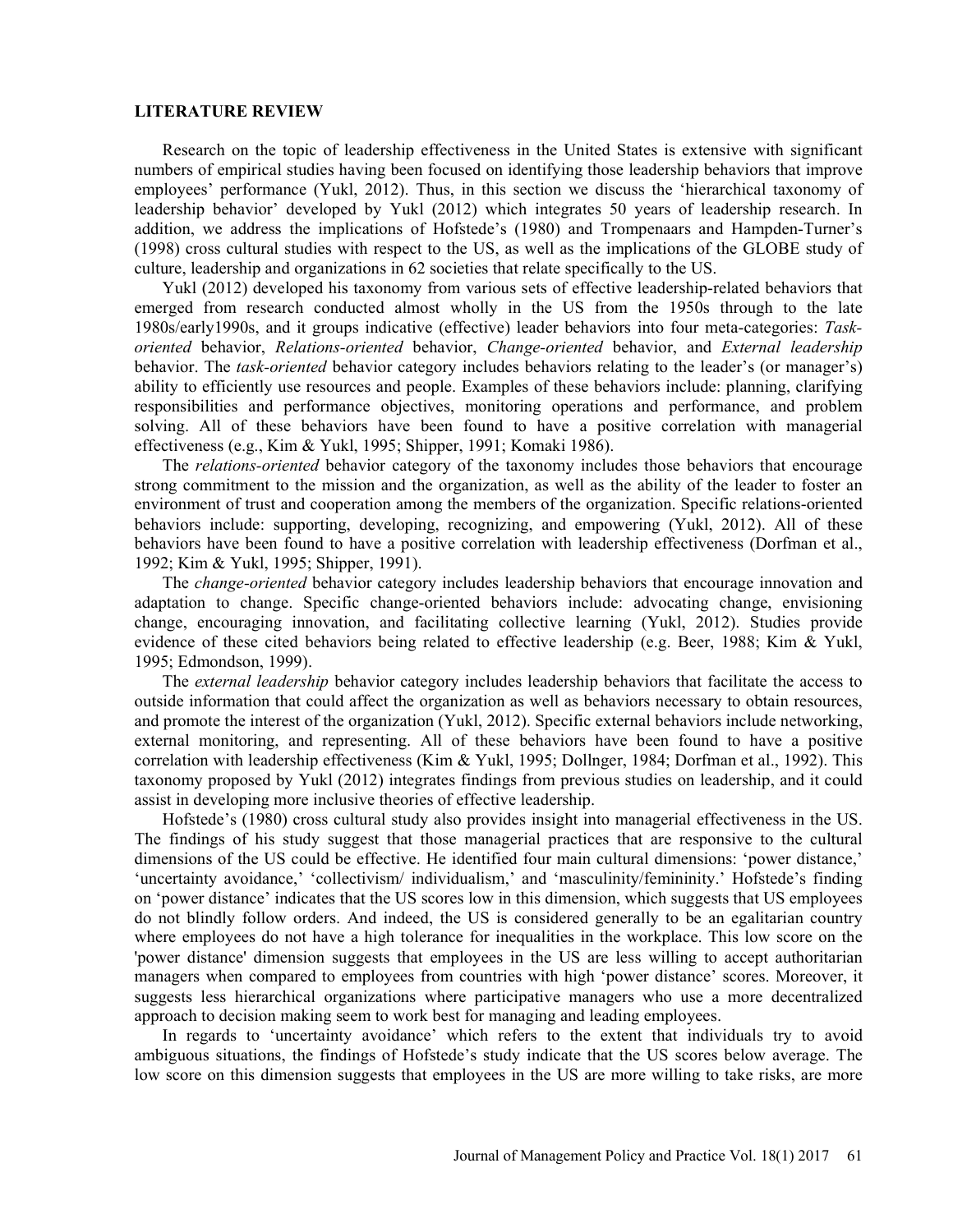## LITERATURE REVIEW

Research on the topic of leadership effectiveness in the United States is extensive with significant numbers of empirical studies having been focused on identifying those leadership behaviors that improve employees' performance (Yukl, 2012). Thus, in this section we discuss the 'hierarchical taxonomy of leadership behavior' developed by Yukl (2012) which integrates 50 years of leadership research. In addition, we address the implications of Hofstede's (1980) and Trompenaars and Hampden-Turner's (1998) cross cultural studies with respect to the US, as well as the implications of the GLOBE study of culture, leadership and organizations in 62 societies that relate specifically to the US.

Yukl (2012) developed his taxonomy from various sets of effective leadership-related behaviors that emerged from research conducted almost wholly in the US from the 1950s through to the late 1980s/early1990s, and it groups indicative (effective) leader behaviors into four meta-categories: *Task-oriented* behavior, *Relations-oriented* behavior, *Change-oriented* behavior, and *External leadership* behavior. The *task-oriented* behavior category includes behaviors relating to the leader's (or manager's) ability to efficiently use resources and people. Examples of these behaviors include: planning, clarifying responsibilities and performance objectives, monitoring operations and performance, and problem solving. All of these behaviors have been found to have a positive correlation with managerial effectiveness (e.g., Kim & Yukl, 1995; Shipper, 1991; Komaki 1986).

The *relations-oriented* behavior category of the taxonomy includes those behaviors that encourage strong commitment to the mission and the organization, as well as the ability of the leader to foster an environment of trust and cooperation among the members of the organization. Specific relations-oriented behaviors include: supporting, developing, recognizing, and empowering (Yukl, 2012). All of these behaviors have been found to have a positive correlation with leadership effectiveness (Dorfman et al., 1992; Kim & Yukl, 1995; Shipper, 1991).

The *change-oriented* behavior category includes leadership behaviors that encourage innovation and adaptation to change. Specific change-oriented behaviors include: advocating change, envisioning change, encouraging innovation, and facilitating collective learning (Yukl, 2012). Studies provide evidence of these cited behaviors being related to effective leadership (e.g. Beer, 1988; Kim & Yukl, 1995; Edmondson, 1999).

The *external leadership* behavior category includes leadership behaviors that facilitate the access to outside information that could affect the organization as well as behaviors necessary to obtain resources, and promote the interest of the organization (Yukl, 2012). Specific external behaviors include networking, external monitoring, and representing. All of these behaviors have been found to have a positive correlation with leadership effectiveness (Kim & Yukl, 1995; Dollnger, 1984; Dorfman et al., 1992). This taxonomy proposed by Yukl (2012) integrates findings from previous studies on leadership, and it could assist in developing more inclusive theories of effective leadership.

Hofstede's (1980) cross cultural study also provides insight into managerial effectiveness in the US. The findings of his study suggest that those managerial practices that are responsive to the cultural dimensions of the US could be effective. He identified four main cultural dimensions: 'power distance,' 'uncertainty avoidance,' 'collectivism/ individualism,' and 'masculinity/femininity.' Hofstede's finding on 'power distance' indicates that the US scores low in this dimension, which suggests that US employees do not blindly follow orders. And indeed, the US is considered generally to be an egalitarian country where employees do not have a high tolerance for inequalities in the workplace. This low score on the 'power distance' dimension suggests that employees in the US are less willing to accept authoritarian managers when compared to employees from countries with high 'power distance' scores. Moreover, it suggests less hierarchical organizations where participative managers who use a more decentralized approach to decision making seem to work best for managing and leading employees.

In regards to 'uncertainty avoidance' which refers to the extent that individuals try to avoid ambiguous situations, the findings of Hofstede's study indicate that the US scores below average. The low score on this dimension suggests that employees in the US are more willing to take risks, are more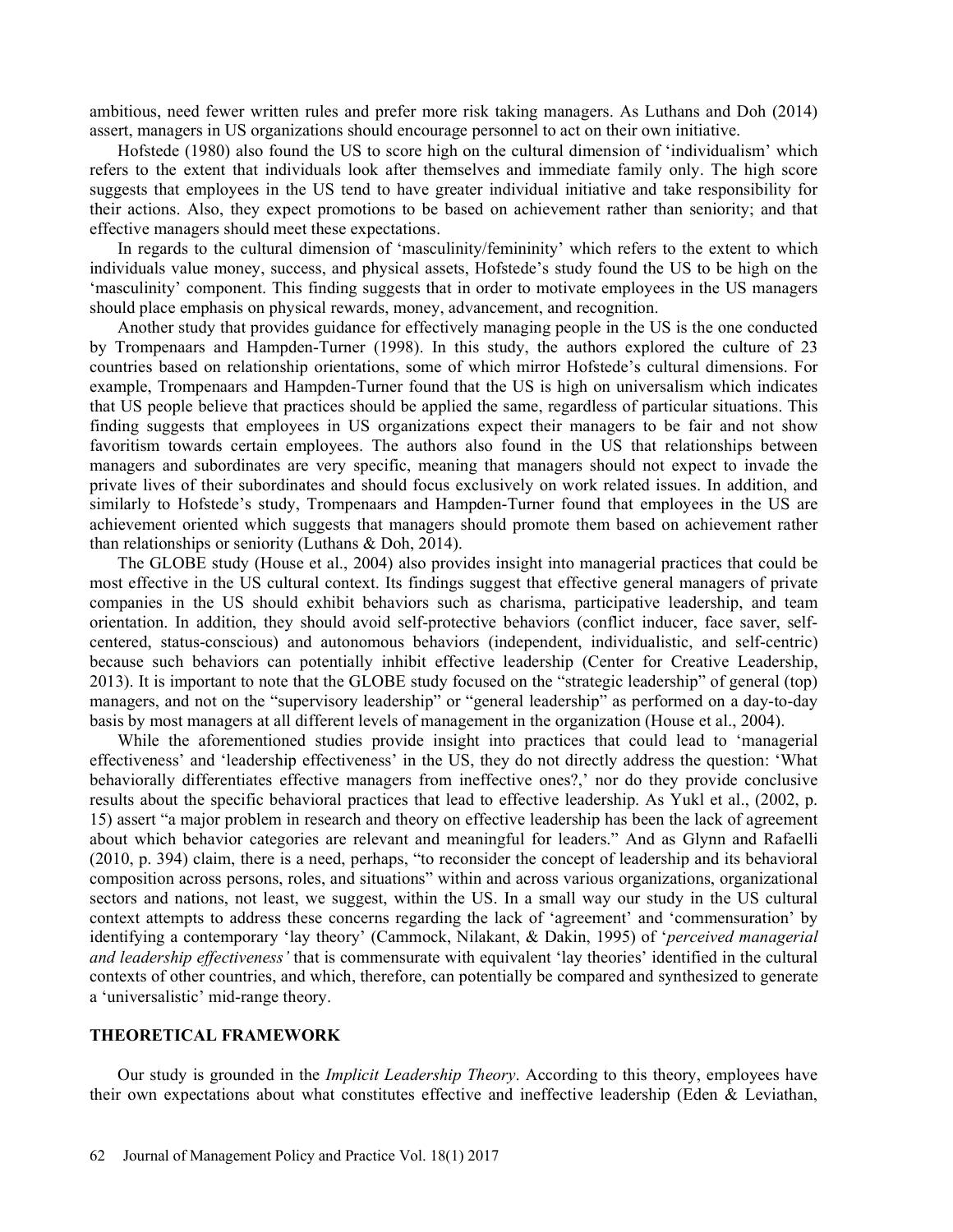ambitious, need fewer written rules and prefer more risk taking managers. As Luthans and Doh (2014) assert, managers in US organizations should encourage personnel to act on their own initiative.

Hofstede (1980) also found the US to score high on the cultural dimension of 'individualism' which refers to the extent that individuals look after themselves and immediate family only. The high score suggests that employees in the US tend to have greater individual initiative and take responsibility for their actions. Also, they expect promotions to be based on achievement rather than seniority; and that effective managers should meet these expectations.

In regards to the cultural dimension of 'masculinity/femininity' which refers to the extent to which individuals value money, success, and physical assets, Hofstede's study found the US to be high on the 'masculinity' component. This finding suggests that in order to motivate employees in the US managers should place emphasis on physical rewards, money, advancement, and recognition.

Another study that provides guidance for effectively managing people in the US is the one conducted by Trompenaars and Hampden-Turner (1998). In this study, the authors explored the culture of 23 countries based on relationship orientations, some of which mirror Hofstede's cultural dimensions. For example, Trompenaars and Hampden-Turner found that the US is high on universalism which indicates that US people believe that practices should be applied the same, regardless of particular situations. This finding suggests that employees in US organizations expect their managers to be fair and not show favoritism towards certain employees. The authors also found in the US that relationships between managers and subordinates are very specific, meaning that managers should not expect to invade the private lives of their subordinates and should focus exclusively on work related issues. In addition, and similarly to Hofstede's study, Trompenaars and Hampden-Turner found that employees in the US are achievement oriented which suggests that managers should promote them based on achievement rather than relationships or seniority (Luthans & Doh, 2014).

The GLOBE study (House et al., 2004) also provides insight into managerial practices that could be most effective in the US cultural context. Its findings suggest that effective general managers of private companies in the US should exhibit behaviors such as charisma, participative leadership, and team orientation. In addition, they should avoid self-protective behaviors (conflict inducer, face saver, self-centered, status-conscious) and autonomous behaviors (independent, individualistic, and self-centric) because such behaviors can potentially inhibit effective leadership (Center for Creative Leadership, 2013). It is important to note that the GLOBE study focused on the "strategic leadership" of general (top) managers, and not on the "supervisory leadership" or "general leadership" as performed on a day-to-day basis by most managers at all different levels of management in the organization (House et al., 2004).

While the aforementioned studies provide insight into practices that could lead to 'managerial effectiveness' and 'leadership effectiveness' in the US, they do not directly address the question: 'What behaviorally differentiates effective managers from ineffective ones?,' nor do they provide conclusive results about the specific behavioral practices that lead to effective leadership. As Yukl et al., (2002, p. 15) assert "a major problem in research and theory on effective leadership has been the lack of agreement about which behavior categories are relevant and meaningful for leaders." And as Glynn and Rafaelli (2010, p. 394) claim, there is a need, perhaps, "to reconsider the concept of leadership and its behavioral composition across persons, roles, and situations" within and across various organizations, organizational sectors and nations, not least, we suggest, within the US. In a small way our study in the US cultural context attempts to address these concerns regarding the lack of 'agreement' and 'commensuration' by identifying a contemporary 'lay theory' (Cammock, Nilakant, & Dakin, 1995) of '*perceived managerial and leadership effectiveness'* that is commensurate with equivalent 'lay theories' identified in the cultural contexts of other countries, and which, therefore, can potentially be compared and synthesized to generate a 'universalistic' mid-range theory.

## THEORETICAL FRAMEWORK

Our study is grounded in the *Implicit Leadership Theory*. According to this theory, employees have their own expectations about what constitutes effective and ineffective leadership (Eden & Leviathan,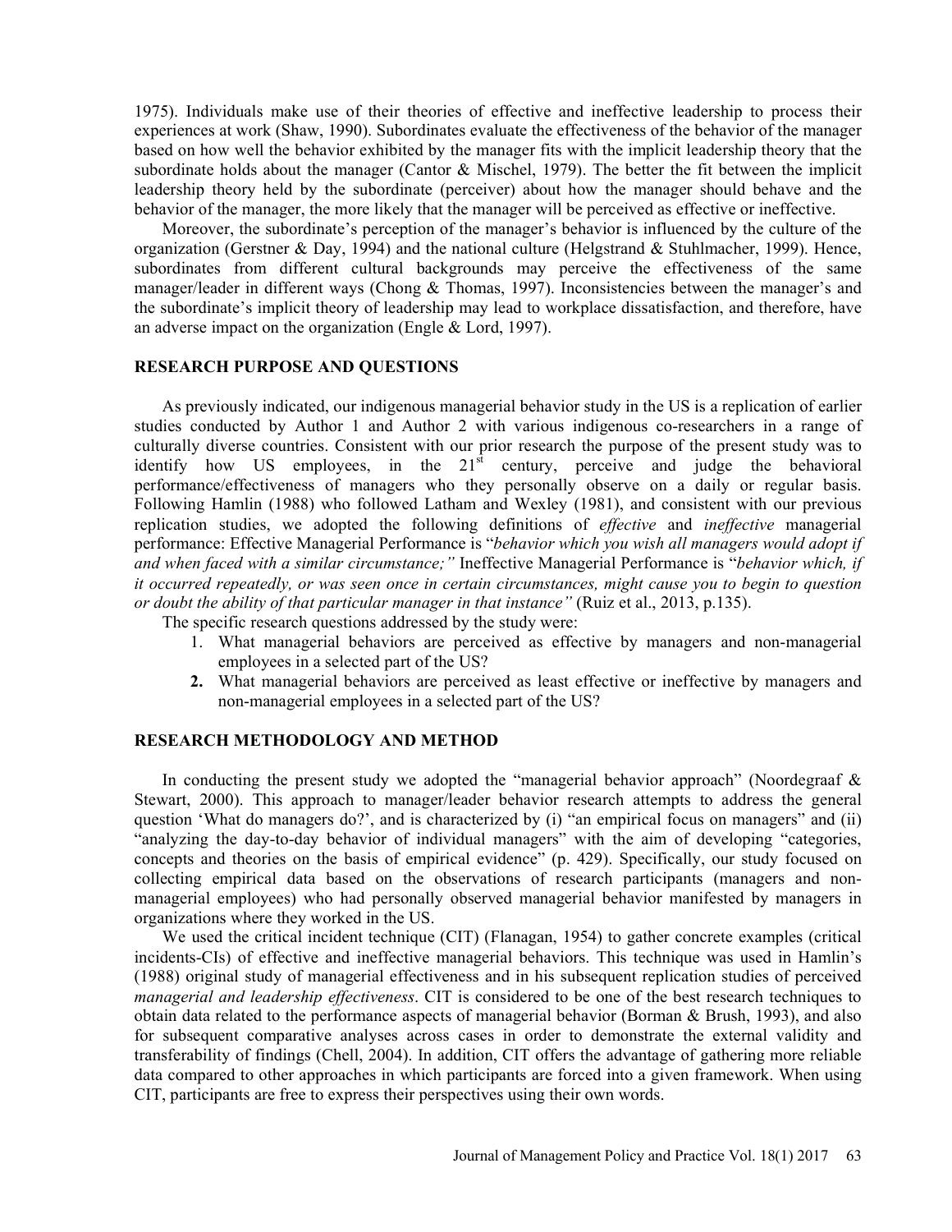1975). Individuals make use of their theories of effective and ineffective leadership to process their experiences at work (Shaw, 1990). Subordinates evaluate the effectiveness of the behavior of the manager based on how well the behavior exhibited by the manager fits with the implicit leadership theory that the subordinate holds about the manager (Cantor & Mischel, 1979). The better the fit between the implicit leadership theory held by the subordinate (perceiver) about how the manager should behave and the behavior of the manager, the more likely that the manager will be perceived as effective or ineffective.

Moreover, the subordinate's perception of the manager's behavior is influenced by the culture of the organization (Gerstner & Day, 1994) and the national culture (Helgstrand & Stuhlmacher, 1999). Hence, subordinates from different cultural backgrounds may perceive the effectiveness of the same manager/leader in different ways (Chong & Thomas, 1997). Inconsistencies between the manager's and the subordinate's implicit theory of leadership may lead to workplace dissatisfaction, and therefore, have an adverse impact on the organization (Engle & Lord, 1997).

## RESEARCH PURPOSE AND QUESTIONS

As previously indicated, our indigenous managerial behavior study in the US is a replication of earlier studies conducted by Author 1 and Author 2 with various indigenous co-researchers in a range of culturally diverse countries. Consistent with our prior research the purpose of the present study was to identify how US employees, in the 21st century, perceive and judge the behavioral performance/effectiveness of managers who they personally observe on a daily or regular basis. Following Hamlin (1988) who followed Latham and Wexley (1981), and consistent with our previous replication studies, we adopted the following definitions of *effective* and *ineffective* managerial performance: Effective Managerial Performance is "*behavior which you wish all managers would adopt if and when faced with a similar circumstance;"* Ineffective Managerial Performance is "*behavior which, if it occurred repeatedly, or was seen once in certain circumstances, might cause you to begin to question or doubt the ability of that particular manager in that instance"* (Ruiz et al., 2013, p.135).

The specific research questions addressed by the study were:

1. What managerial behaviors are perceived as effective by managers and non-managerial employees in a selected part of the US?
2. What managerial behaviors are perceived as least effective or ineffective by managers and non-managerial employees in a selected part of the US?

## RESEARCH METHODOLOGY AND METHOD

In conducting the present study we adopted the "managerial behavior approach" (Noordegraaf & Stewart, 2000). This approach to manager/leader behavior research attempts to address the general question 'What do managers do?', and is characterized by (i) "an empirical focus on managers" and (ii) "analyzing the day-to-day behavior of individual managers" with the aim of developing "categories, concepts and theories on the basis of empirical evidence" (p. 429). Specifically, our study focused on collecting empirical data based on the observations of research participants (managers and non-managerial employees) who had personally observed managerial behavior manifested by managers in organizations where they worked in the US.

We used the critical incident technique (CIT) (Flanagan, 1954) to gather concrete examples (critical incidents-CIs) of effective and ineffective managerial behaviors. This technique was used in Hamlin's (1988) original study of managerial effectiveness and in his subsequent replication studies of perceived *managerial and leadership effectiveness*. CIT is considered to be one of the best research techniques to obtain data related to the performance aspects of managerial behavior (Borman & Brush, 1993), and also for subsequent comparative analyses across cases in order to demonstrate the external validity and transferability of findings (Chell, 2004). In addition, CIT offers the advantage of gathering more reliable data compared to other approaches in which participants are forced into a given framework. When using CIT, participants are free to express their perspectives using their own words.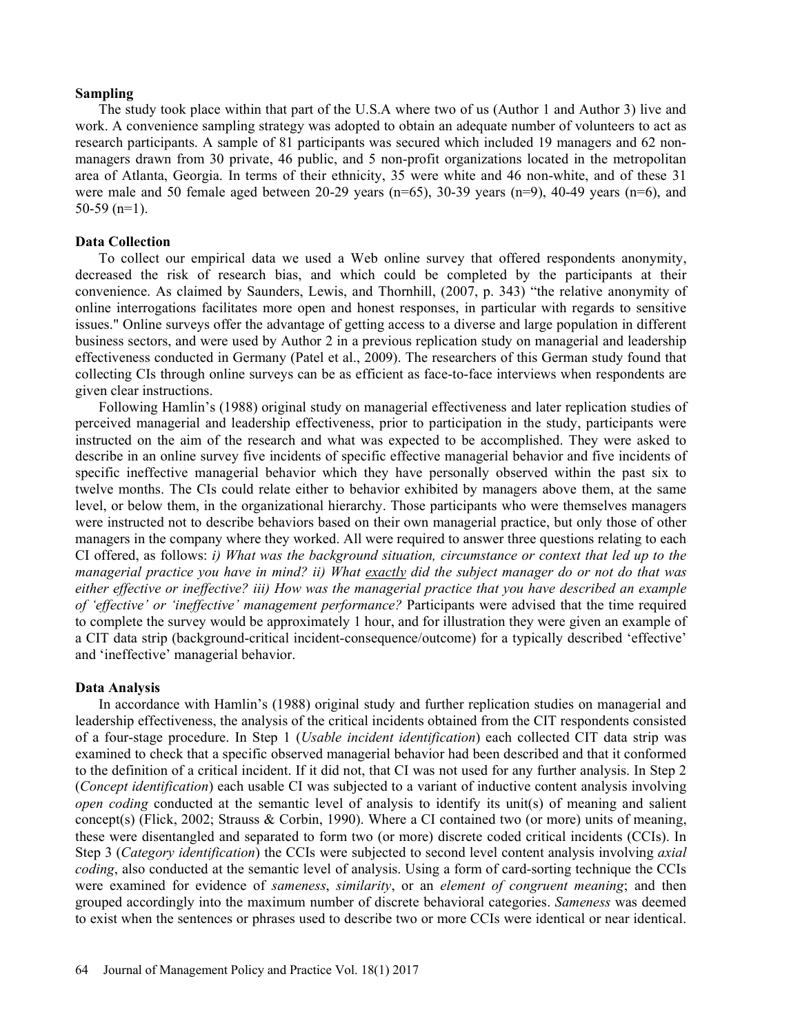**Sampling**

The study took place within that part of the U.S.A where two of us (Author 1 and Author 3) live and work. A convenience sampling strategy was adopted to obtain an adequate number of volunteers to act as research participants. A sample of 81 participants was secured which included 19 managers and 62 non-managers drawn from 30 private, 46 public, and 5 non-profit organizations located in the metropolitan area of Atlanta, Georgia. In terms of their ethnicity, 35 were white and 46 non-white, and of these 31 were male and 50 female aged between 20-29 years (n=65), 30-39 years (n=9), 40-49 years (n=6), and 50-59 (n=1).

**Data Collection**

To collect our empirical data we used a Web online survey that offered respondents anonymity, decreased the risk of research bias, and which could be completed by the participants at their convenience. As claimed by Saunders, Lewis, and Thornhill, (2007, p. 343) "the relative anonymity of online interrogations facilitates more open and honest responses, in particular with regards to sensitive issues." Online surveys offer the advantage of getting access to a diverse and large population in different business sectors, and were used by Author 2 in a previous replication study on managerial and leadership effectiveness conducted in Germany (Patel et al., 2009). The researchers of this German study found that collecting CIs through online surveys can be as efficient as face-to-face interviews when respondents are given clear instructions.

Following Hamlin's (1988) original study on managerial effectiveness and later replication studies of perceived managerial and leadership effectiveness, prior to participation in the study, participants were instructed on the aim of the research and what was expected to be accomplished. They were asked to describe in an online survey five incidents of specific effective managerial behavior and five incidents of specific ineffective managerial behavior which they have personally observed within the past six to twelve months. The CIs could relate either to behavior exhibited by managers above them, at the same level, or below them, in the organizational hierarchy. Those participants who were themselves managers were instructed not to describe behaviors based on their own managerial practice, but only those of other managers in the company where they worked. All were required to answer three questions relating to each CI offered, as follows: *i) What was the background situation, circumstance or context that led up to the managerial practice you have in mind? ii) What exactly did the subject manager do or not do that was either effective or ineffective? iii) How was the managerial practice that you have described an example of 'effective' or 'ineffective' management performance?* Participants were advised that the time required to complete the survey would be approximately 1 hour, and for illustration they were given an example of a CIT data strip (background-critical incident-consequence/outcome) for a typically described 'effective' and 'ineffective' managerial behavior.

**Data Analysis**

In accordance with Hamlin's (1988) original study and further replication studies on managerial and leadership effectiveness, the analysis of the critical incidents obtained from the CIT respondents consisted of a four-stage procedure. In Step 1 (*Usable incident identification*) each collected CIT data strip was examined to check that a specific observed managerial behavior had been described and that it conformed to the definition of a critical incident. If it did not, that CI was not used for any further analysis. In Step 2 (*Concept identification*) each usable CI was subjected to a variant of inductive content analysis involving *open coding* conducted at the semantic level of analysis to identify its unit(s) of meaning and salient concept(s) (Flick, 2002; Strauss & Corbin, 1990). Where a CI contained two (or more) units of meaning, these were disentangled and separated to form two (or more) discrete coded critical incidents (CCIs). In Step 3 (*Category identification*) the CCIs were subjected to second level content analysis involving *axial coding*, also conducted at the semantic level of analysis. Using a form of card-sorting technique the CCIs were examined for evidence of *sameness*, *similarity*, or an *element of congruent meaning*; and then grouped accordingly into the maximum number of discrete behavioral categories. *Sameness* was deemed to exist when the sentences or phrases used to describe two or more CCIs were identical or near identical.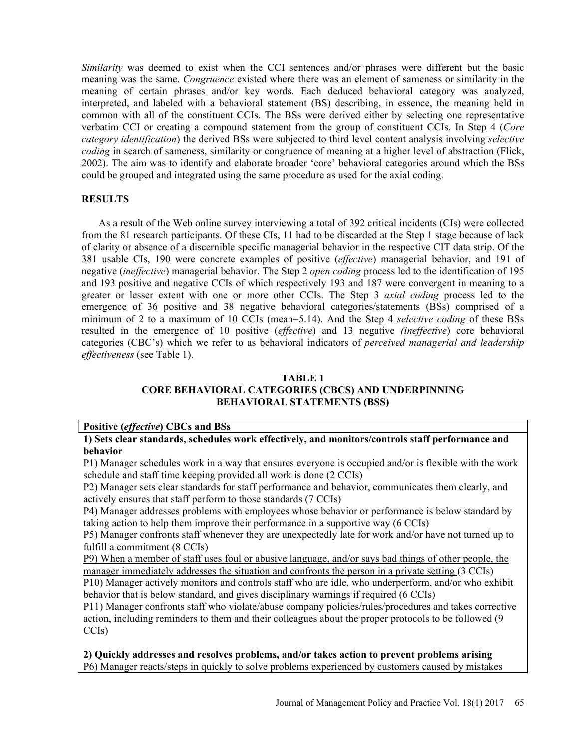*Similarity* was deemed to exist when the CCI sentences and/or phrases were different but the basic meaning was the same. *Congruence* existed where there was an element of sameness or similarity in the meaning of certain phrases and/or key words. Each deduced behavioral category was analyzed, interpreted, and labeled with a behavioral statement (BS) describing, in essence, the meaning held in common with all of the constituent CCIs. The BSs were derived either by selecting one representative verbatim CCI or creating a compound statement from the group of constituent CCIs. In Step 4 (*Core category identification*) the derived BSs were subjected to third level content analysis involving *selective coding* in search of sameness, similarity or congruence of meaning at a higher level of abstraction (Flick, 2002). The aim was to identify and elaborate broader 'core' behavioral categories around which the BSs could be grouped and integrated using the same procedure as used for the axial coding.

## RESULTS

As a result of the Web online survey interviewing a total of 392 critical incidents (CIs) were collected from the 81 research participants. Of these CIs, 11 had to be discarded at the Step 1 stage because of lack of clarity or absence of a discernible specific managerial behavior in the respective CIT data strip. Of the 381 usable CIs, 190 were concrete examples of positive (*effective*) managerial behavior, and 191 of negative (*ineffective*) managerial behavior. The Step 2 *open coding* process led to the identification of 195 and 193 positive and negative CCIs of which respectively 193 and 187 were convergent in meaning to a greater or lesser extent with one or more other CCIs. The Step 3 *axial coding* process led to the emergence of 36 positive and 38 negative behavioral categories/statements (BSs) comprised of a minimum of 2 to a maximum of 10 CCIs (mean=5.14). And the Step 4 *selective coding* of these BSs resulted in the emergence of 10 positive (*effective*) and 13 negative *(ineffective*) core behavioral categories (CBC's) which we refer to as behavioral indicators of *perceived managerial and leadership effectiveness* (see Table 1).

### TABLE 1
### CORE BEHAVIORAL CATEGORIES (CBCS) AND UNDERPINNING BEHAVIORAL STATEMENTS (BSS)

| **Positive (*effective*) CBCs and BSs** |
|---|
| **1) Sets clear standards, schedules work effectively, and monitors/controls staff performance and behavior**<br>P1) Manager schedules work in a way that ensures everyone is occupied and/or is flexible with the work schedule and staff time keeping provided all work is done (2 CCIs)<br>P2) Manager sets clear standards for staff performance and behavior, communicates them clearly, and actively ensures that staff perform to those standards (7 CCIs)<br>P4) Manager addresses problems with employees whose behavior or performance is below standard by taking action to help them improve their performance in a supportive way (6 CCIs)<br>P5) Manager confronts staff whenever they are unexpectedly late for work and/or have not turned up to fulfill a commitment (8 CCIs)<br>P9) When a member of staff uses foul or abusive language, and/or says bad things of other people, the manager immediately addresses the situation and confronts the person in a private setting (3 CCIs)<br>P10) Manager actively monitors and controls staff who are idle, who underperform, and/or who exhibit behavior that is below standard, and gives disciplinary warnings if required (6 CCIs)<br>P11) Manager confronts staff who violate/abuse company policies/rules/procedures and takes corrective action, including reminders to them and their colleagues about the proper protocols to be followed (9 CCIs) |
| **2) Quickly addresses and resolves problems, and/or takes action to prevent problems arising**<br>P6) Manager reacts/steps in quickly to solve problems experienced by customers caused by mistakes |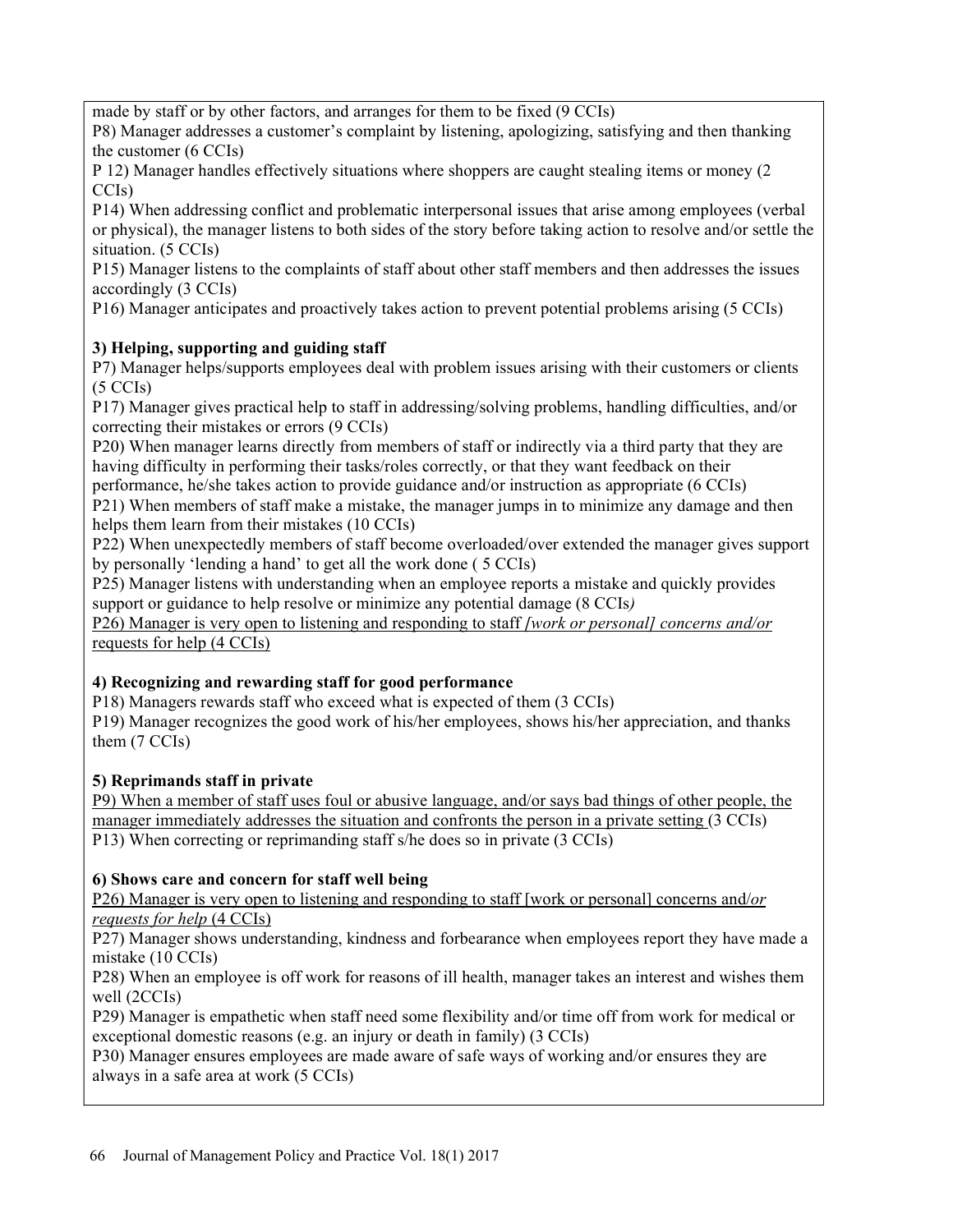made by staff or by other factors, and arranges for them to be fixed (9 CCIs)

P8) Manager addresses a customer's complaint by listening, apologizing, satisfying and then thanking the customer (6 CCIs)

P 12) Manager handles effectively situations where shoppers are caught stealing items or money (2 CCIs)

P14) When addressing conflict and problematic interpersonal issues that arise among employees (verbal or physical), the manager listens to both sides of the story before taking action to resolve and/or settle the situation. (5 CCIs)

P15) Manager listens to the complaints of staff about other staff members and then addresses the issues accordingly (3 CCIs)

P16) Manager anticipates and proactively takes action to prevent potential problems arising (5 CCIs)

**3) Helping, supporting and guiding staff**

P7) Manager helps/supports employees deal with problem issues arising with their customers or clients (5 CCIs)

P17) Manager gives practical help to staff in addressing/solving problems, handling difficulties, and/or correcting their mistakes or errors (9 CCIs)

P20) When manager learns directly from members of staff or indirectly via a third party that they are having difficulty in performing their tasks/roles correctly, or that they want feedback on their performance, he/she takes action to provide guidance and/or instruction as appropriate (6 CCIs)

P21) When members of staff make a mistake, the manager jumps in to minimize any damage and then helps them learn from their mistakes (10 CCIs)

P22) When unexpectedly members of staff become overloaded/over extended the manager gives support by personally 'lending a hand' to get all the work done ( 5 CCIs)

P25) Manager listens with understanding when an employee reports a mistake and quickly provides support or guidance to help resolve or minimize any potential damage (8 CCIs*)*

<u>P26) Manager is very open to listening and responding to staff *[work or personal] concerns and/or* requests for help (4 CCIs)</u>

**4) Recognizing and rewarding staff for good performance**

P18) Managers rewards staff who exceed what is expected of them (3 CCIs)

P19) Manager recognizes the good work of his/her employees, shows his/her appreciation, and thanks them (7 CCIs)

**5) Reprimands staff in private**

<u>P9) When a member of staff uses foul or abusive language, and/or says bad things of other people, the manager immediately addresses the situation and confronts the person in a private setting </u>(3 CCIs)

P13) When correcting or reprimanding staff s/he does so in private (3 CCIs)

**6) Shows care and concern for staff well being**

<u>P26) Manager is very open to listening and responding to staff [work or personal] concerns and/*or requests for help* (4 CCIs)</u>

P27) Manager shows understanding, kindness and forbearance when employees report they have made a mistake (10 CCIs)

P28) When an employee is off work for reasons of ill health, manager takes an interest and wishes them well (2CCIs)

P29) Manager is empathetic when staff need some flexibility and/or time off from work for medical or exceptional domestic reasons (e.g. an injury or death in family) (3 CCIs)

P30) Manager ensures employees are made aware of safe ways of working and/or ensures they are always in a safe area at work (5 CCIs)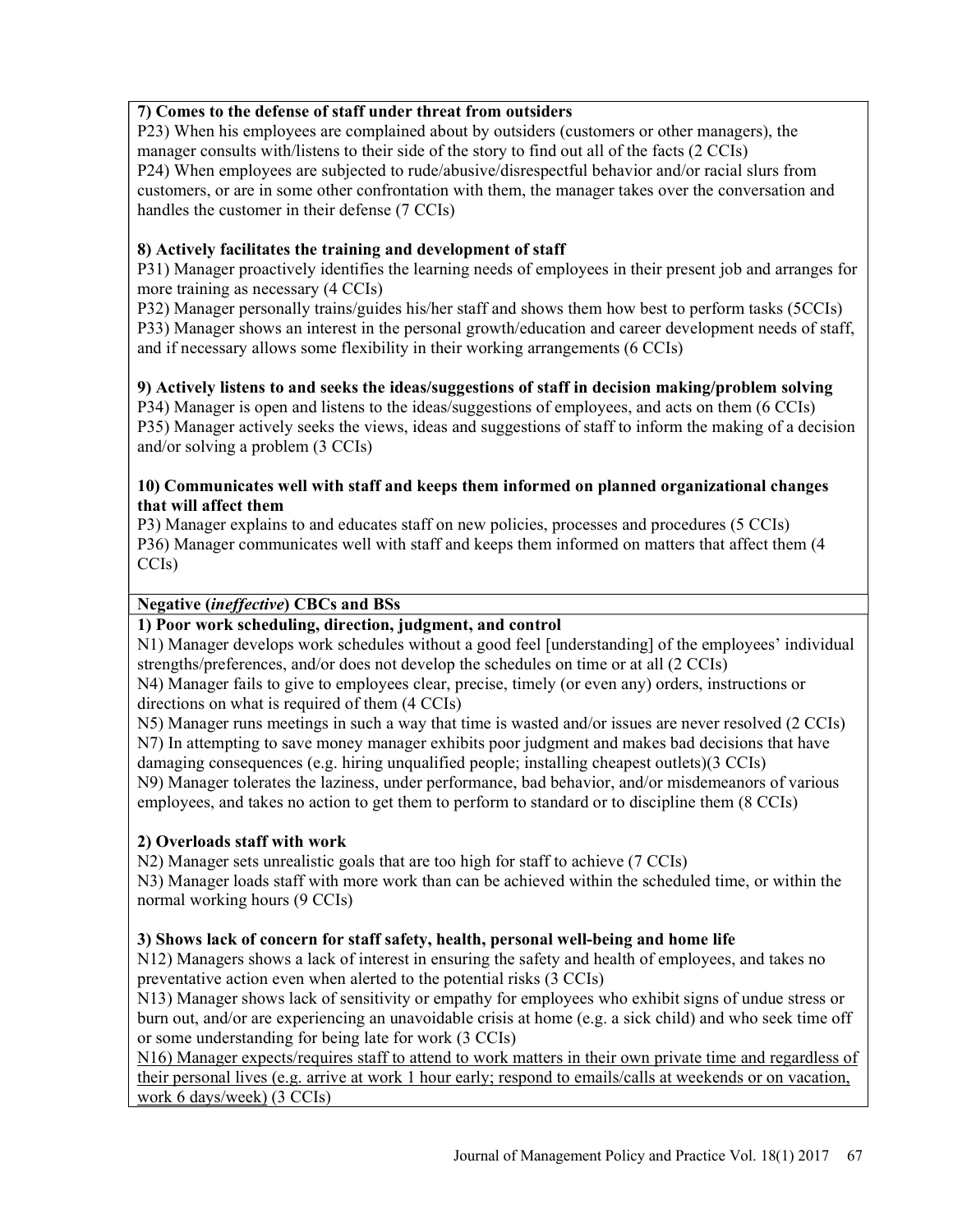**7) Comes to the defense of staff under threat from outsiders**

P23) When his employees are complained about by outsiders (customers or other managers), the manager consults with/listens to their side of the story to find out all of the facts (2 CCIs)

P24) When employees are subjected to rude/abusive/disrespectful behavior and/or racial slurs from customers, or are in some other confrontation with them, the manager takes over the conversation and handles the customer in their defense (7 CCIs)

**8) Actively facilitates the training and development of staff**

P31) Manager proactively identifies the learning needs of employees in their present job and arranges for more training as necessary (4 CCIs)

P32) Manager personally trains/guides his/her staff and shows them how best to perform tasks (5CCIs)

P33) Manager shows an interest in the personal growth/education and career development needs of staff, and if necessary allows some flexibility in their working arrangements (6 CCIs)

**9) Actively listens to and seeks the ideas/suggestions of staff in decision making/problem solving**

P34) Manager is open and listens to the ideas/suggestions of employees, and acts on them (6 CCIs)

P35) Manager actively seeks the views, ideas and suggestions of staff to inform the making of a decision and/or solving a problem (3 CCIs)

**10) Communicates well with staff and keeps them informed on planned organizational changes that will affect them**

P3) Manager explains to and educates staff on new policies, processes and procedures (5 CCIs)

P36) Manager communicates well with staff and keeps them informed on matters that affect them (4 CCIs)

**Negative (*ineffective*) CBCs and BSs**

**1) Poor work scheduling, direction, judgment, and control**

N1) Manager develops work schedules without a good feel [understanding] of the employees' individual strengths/preferences, and/or does not develop the schedules on time or at all (2 CCIs)

N4) Manager fails to give to employees clear, precise, timely (or even any) orders, instructions or directions on what is required of them (4 CCIs)

N5) Manager runs meetings in such a way that time is wasted and/or issues are never resolved (2 CCIs)

N7) In attempting to save money manager exhibits poor judgment and makes bad decisions that have damaging consequences (e.g. hiring unqualified people; installing cheapest outlets)(3 CCIs)

N9) Manager tolerates the laziness, under performance, bad behavior, and/or misdemeanors of various employees, and takes no action to get them to perform to standard or to discipline them (8 CCIs)

**2) Overloads staff with work**

N2) Manager sets unrealistic goals that are too high for staff to achieve (7 CCIs)

N3) Manager loads staff with more work than can be achieved within the scheduled time, or within the normal working hours (9 CCIs)

**3) Shows lack of concern for staff safety, health, personal well-being and home life**

N12) Managers shows a lack of interest in ensuring the safety and health of employees, and takes no preventative action even when alerted to the potential risks (3 CCIs)

N13) Manager shows lack of sensitivity or empathy for employees who exhibit signs of undue stress or burn out, and/or are experiencing an unavoidable crisis at home (e.g. a sick child) and who seek time off or some understanding for being late for work (3 CCIs)

<u>N16) Manager expects/requires staff to attend to work matters in their own private time and regardless of their personal lives (e.g. arrive at work 1 hour early; respond to emails/calls at weekends or on vacation, work 6 days/week)</u> (3 CCIs)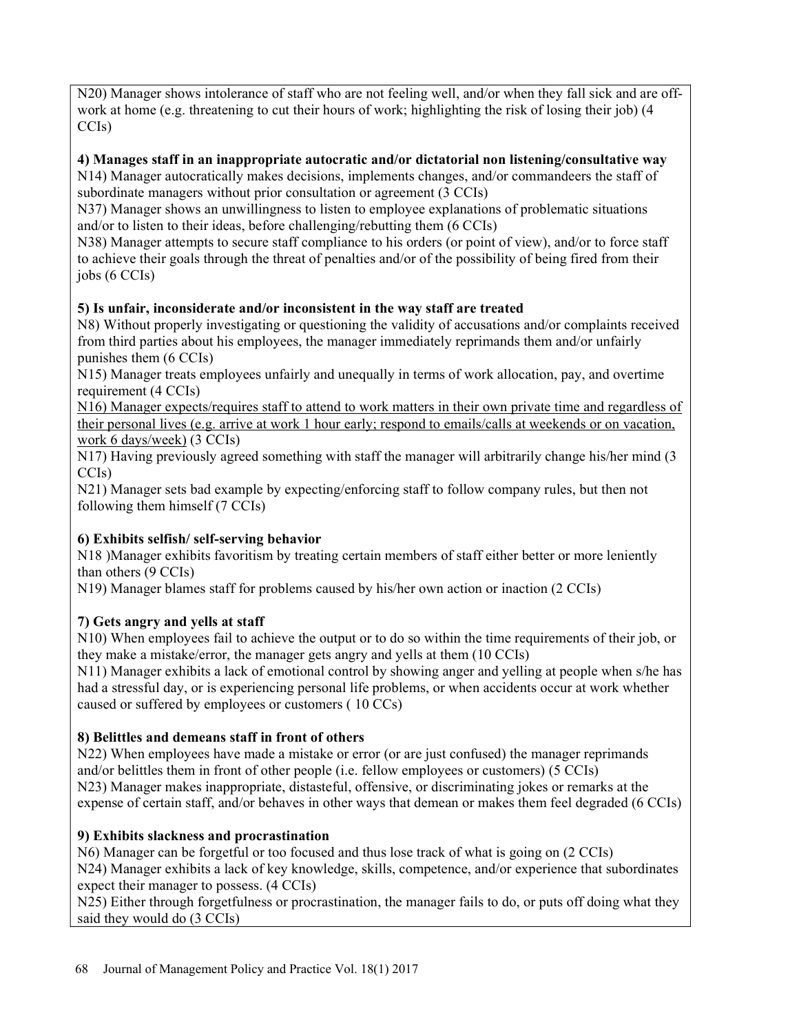N20) Manager shows intolerance of staff who are not feeling well, and/or when they fall sick and are off-work at home (e.g. threatening to cut their hours of work; highlighting the risk of losing their job) (4 CCIs)

**4) Manages staff in an inappropriate autocratic and/or dictatorial non listening/consultative way**

N14) Manager autocratically makes decisions, implements changes, and/or commandeers the staff of subordinate managers without prior consultation or agreement (3 CCIs)

N37) Manager shows an unwillingness to listen to employee explanations of problematic situations and/or to listen to their ideas, before challenging/rebutting them (6 CCIs)

N38) Manager attempts to secure staff compliance to his orders (or point of view), and/or to force staff to achieve their goals through the threat of penalties and/or of the possibility of being fired from their jobs (6 CCIs)

**5) Is unfair, inconsiderate and/or inconsistent in the way staff are treated**

N8) Without properly investigating or questioning the validity of accusations and/or complaints received from third parties about his employees, the manager immediately reprimands them and/or unfairly punishes them (6 CCIs)

N15) Manager treats employees unfairly and unequally in terms of work allocation, pay, and overtime requirement (4 CCIs)

<u>N16) Manager expects/requires staff to attend to work matters in their own private time and regardless of their personal lives (e.g. arrive at work 1 hour early; respond to emails/calls at weekends or on vacation, work 6 days/week)</u> (3 CCIs)

N17) Having previously agreed something with staff the manager will arbitrarily change his/her mind (3 CCIs)

N21) Manager sets bad example by expecting/enforcing staff to follow company rules, but then not following them himself (7 CCIs)

**6) Exhibits selfish/ self-serving behavior**

N18 )Manager exhibits favoritism by treating certain members of staff either better or more leniently than others (9 CCIs)

N19) Manager blames staff for problems caused by his/her own action or inaction (2 CCIs)

**7) Gets angry and yells at staff**

N10) When employees fail to achieve the output or to do so within the time requirements of their job, or they make a mistake/error, the manager gets angry and yells at them (10 CCIs)

N11) Manager exhibits a lack of emotional control by showing anger and yelling at people when s/he has had a stressful day, or is experiencing personal life problems, or when accidents occur at work whether caused or suffered by employees or customers ( 10 CCs)

**8) Belittles and demeans staff in front of others**

N22) When employees have made a mistake or error (or are just confused) the manager reprimands and/or belittles them in front of other people (i.e. fellow employees or customers) (5 CCIs)

N23) Manager makes inappropriate, distasteful, offensive, or discriminating jokes or remarks at the expense of certain staff, and/or behaves in other ways that demean or makes them feel degraded (6 CCIs)

**9) Exhibits slackness and procrastination**

N6) Manager can be forgetful or too focused and thus lose track of what is going on (2 CCIs)

N24) Manager exhibits a lack of key knowledge, skills, competence, and/or experience that subordinates expect their manager to possess. (4 CCIs)

N25) Either through forgetfulness or procrastination, the manager fails to do, or puts off doing what they said they would do (3 CCIs)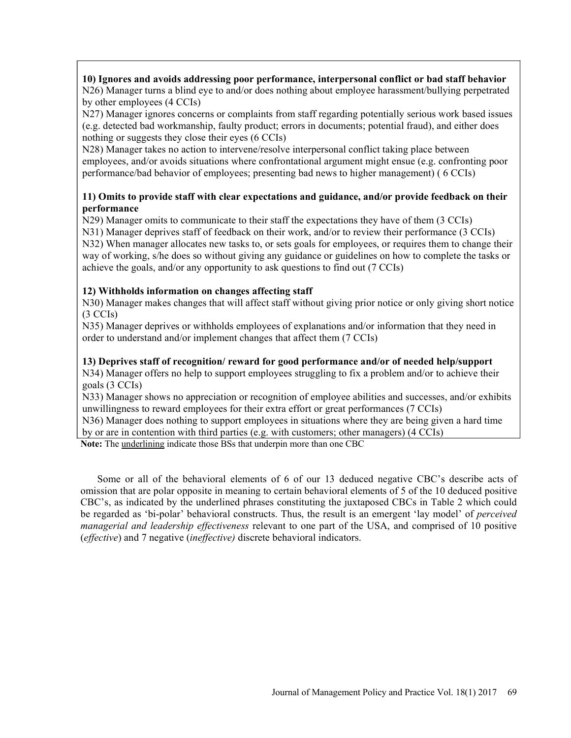**10) Ignores and avoids addressing poor performance, interpersonal conflict or bad staff behavior**
N26) Manager turns a blind eye to and/or does nothing about employee harassment/bullying perpetrated by other employees (4 CCIs)
N27) Manager ignores concerns or complaints from staff regarding potentially serious work based issues (e.g. detected bad workmanship, faulty product; errors in documents; potential fraud), and either does nothing or suggests they close their eyes (6 CCIs)
N28) Manager takes no action to intervene/resolve interpersonal conflict taking place between employees, and/or avoids situations where confrontational argument might ensue (e.g. confronting poor performance/bad behavior of employees; presenting bad news to higher management) ( 6 CCIs)

**11) Omits to provide staff with clear expectations and guidance, and/or provide feedback on their performance**
N29) Manager omits to communicate to their staff the expectations they have of them (3 CCIs)
N31) Manager deprives staff of feedback on their work, and/or to review their performance (3 CCIs)
N32) When manager allocates new tasks to, or sets goals for employees, or requires them to change their way of working, s/he does so without giving any guidance or guidelines on how to complete the tasks or achieve the goals, and/or any opportunity to ask questions to find out (7 CCIs)

**12) Withholds information on changes affecting staff**
N30) Manager makes changes that will affect staff without giving prior notice or only giving short notice (3 CCIs)
N35) Manager deprives or withholds employees of explanations and/or information that they need in order to understand and/or implement changes that affect them (7 CCIs)

**13) Deprives staff of recognition/ reward for good performance and/or of needed help/support**
N34) Manager offers no help to support employees struggling to fix a problem and/or to achieve their goals (3 CCIs)
N33) Manager shows no appreciation or recognition of employee abilities and successes, and/or exhibits unwillingness to reward employees for their extra effort or great performances (7 CCIs)
N36) Manager does nothing to support employees in situations where they are being given a hard time by or are in contention with third parties (e.g. with customers; other managers) (4 CCIs)

**Note:** The underlining indicate those BSs that underpin more than one CBC

Some or all of the behavioral elements of 6 of our 13 deduced negative CBC's describe acts of omission that are polar opposite in meaning to certain behavioral elements of 5 of the 10 deduced positive CBC's, as indicated by the underlined phrases constituting the juxtaposed CBCs in Table 2 which could be regarded as 'bi-polar' behavioral constructs. Thus, the result is an emergent 'lay model' of *perceived managerial and leadership effectiveness* relevant to one part of the USA, and comprised of 10 positive (*effective*) and 7 negative (*ineffective)* discrete behavioral indicators.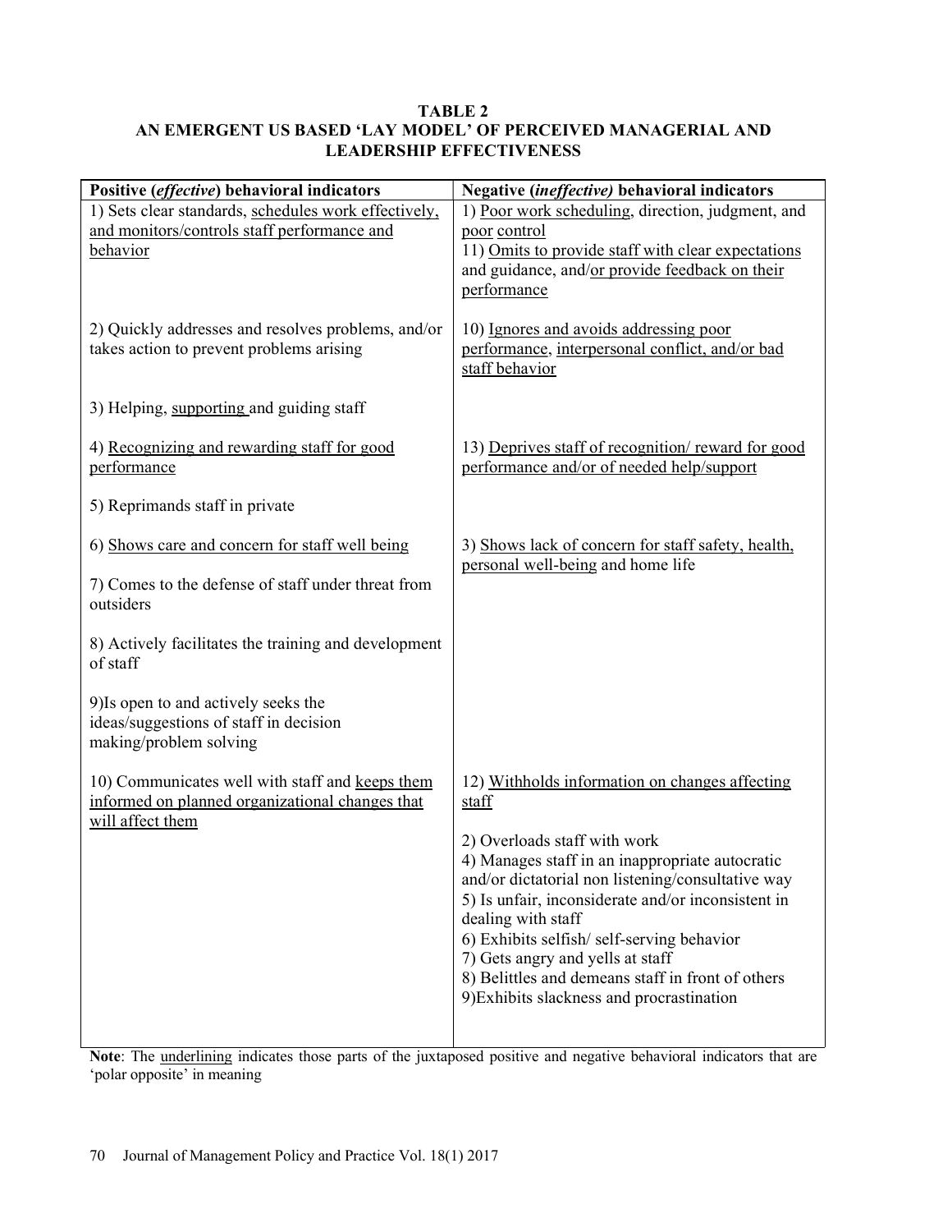**TABLE 2**
**AN EMERGENT US BASED 'LAY MODEL' OF PERCEIVED MANAGERIAL AND LEADERSHIP EFFECTIVENESS**

| Positive (*effective*) behavioral indicators | Negative (*ineffective*) behavioral indicators |
|---|---|
| 1) Sets clear standards, <u>schedules work effectively, and monitors/controls staff performance and behavior</u> | 1) <u>Poor work scheduling</u>, direction, judgment, and <u>poor control</u><br>11) <u>Omits to provide staff with clear expectations</u> and guidance, and/<u>or provide feedback on their performance</u> |
| 2) Quickly addresses and resolves problems, and/or takes action to prevent problems arising | 10) <u>Ignores and avoids addressing poor performance</u>, <u>interpersonal conflict, and/or bad staff behavior</u> |
| 3) Helping, <u>supporting</u> and guiding staff | |
| 4) <u>Recognizing and rewarding staff for good performance</u> | 13) <u>Deprives staff of recognition/ reward for good performance and/or of needed help/support</u> |
| 5) Reprimands staff in private | |
| 6) <u>Shows care and concern for staff well being</u> | 3) <u>Shows lack of concern for staff safety, health, personal well-being</u> and home life |
| 7) Comes to the defense of staff under threat from outsiders | |
| 8) Actively facilitates the training and development of staff | |
| 9)Is open to and actively seeks the ideas/suggestions of staff in decision making/problem solving | |
| 10) Communicates well with staff and <u>keeps them informed on planned organizational changes that will affect them</u> | 12) <u>Withholds information on changes affecting staff</u> |
| | 2) Overloads staff with work<br>4) Manages staff in an inappropriate autocratic and/or dictatorial non listening/consultative way<br>5) Is unfair, inconsiderate and/or inconsistent in dealing with staff<br>6) Exhibits selfish/ self-serving behavior<br>7) Gets angry and yells at staff<br>8) Belittles and demeans staff in front of others<br>9)Exhibits slackness and procrastination |

**Note**: The <u>underlining</u> indicates those parts of the juxtaposed positive and negative behavioral indicators that are 'polar opposite' in meaning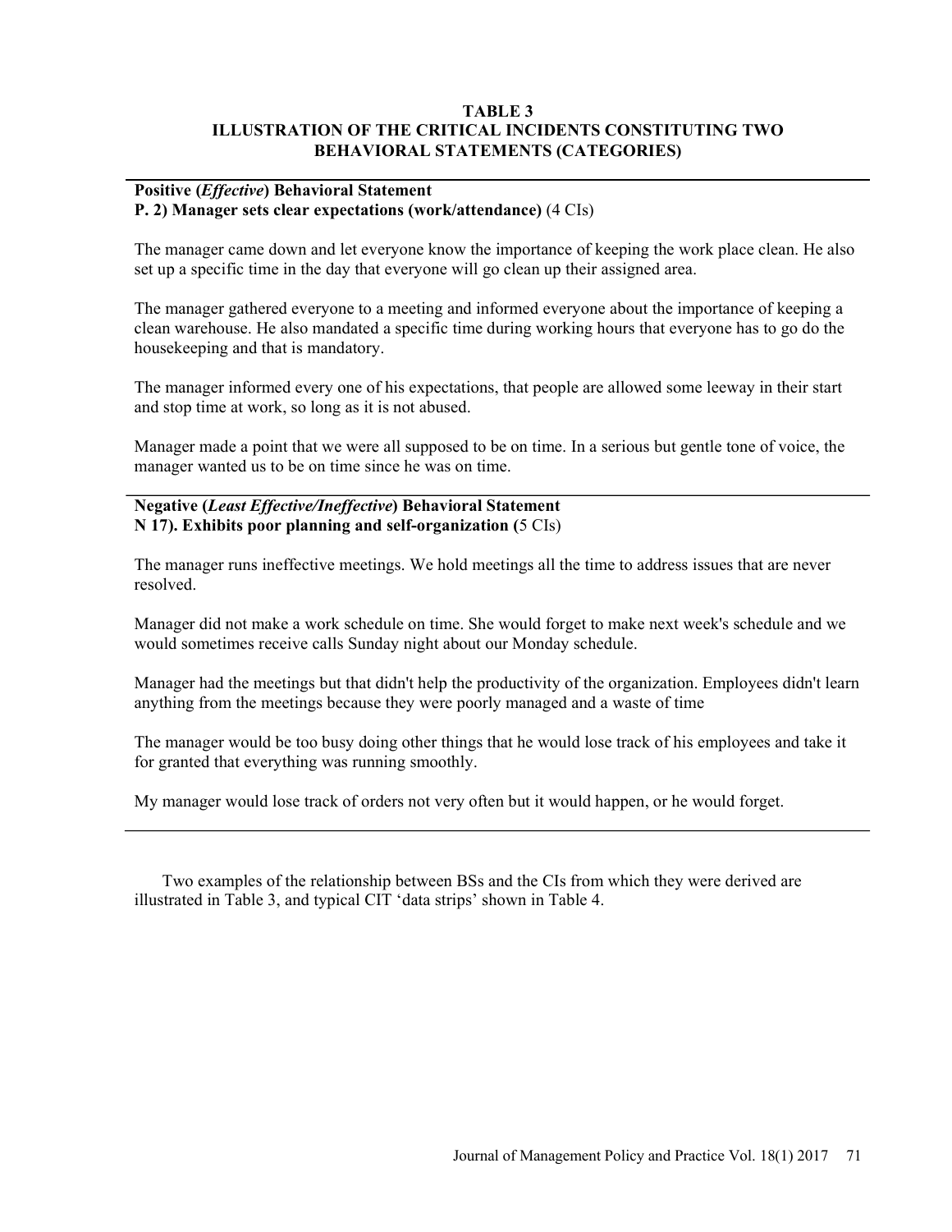**TABLE 3**
**ILLUSTRATION OF THE CRITICAL INCIDENTS CONSTITUTING TWO BEHAVIORAL STATEMENTS (CATEGORIES)**

---

**Positive (*Effective*) Behavioral Statement**
**P. 2) Manager sets clear expectations (work/attendance)** (4 CIs)

The manager came down and let everyone know the importance of keeping the work place clean. He also set up a specific time in the day that everyone will go clean up their assigned area.

The manager gathered everyone to a meeting and informed everyone about the importance of keeping a clean warehouse. He also mandated a specific time during working hours that everyone has to go do the housekeeping and that is mandatory.

The manager informed every one of his expectations, that people are allowed some leeway in their start and stop time at work, so long as it is not abused.

Manager made a point that we were all supposed to be on time. In a serious but gentle tone of voice, the manager wanted us to be on time since he was on time.

---

**Negative (*Least Effective/Ineffective*) Behavioral Statement**
**N 17). Exhibits poor planning and self-organization (**5 CIs)

The manager runs ineffective meetings. We hold meetings all the time to address issues that are never resolved.

Manager did not make a work schedule on time. She would forget to make next week's schedule and we would sometimes receive calls Sunday night about our Monday schedule.

Manager had the meetings but that didn't help the productivity of the organization. Employees didn't learn anything from the meetings because they were poorly managed and a waste of time

The manager would be too busy doing other things that he would lose track of his employees and take it for granted that everything was running smoothly.

My manager would lose track of orders not very often but it would happen, or he would forget.

---

Two examples of the relationship between BSs and the CIs from which they were derived are illustrated in Table 3, and typical CIT 'data strips' shown in Table 4.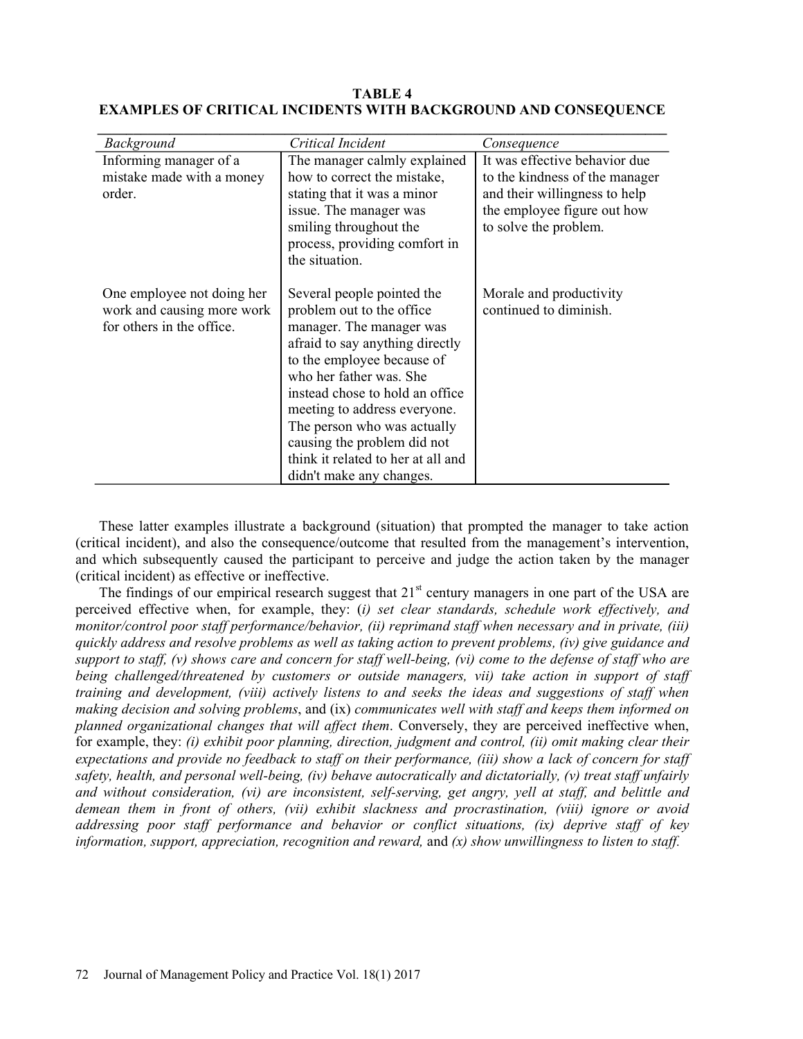**TABLE 4**
**EXAMPLES OF CRITICAL INCIDENTS WITH BACKGROUND AND CONSEQUENCE**

| *Background* | *Critical Incident* | *Consequence* |
|---|---|---|
| Informing manager of a mistake made with a money order. | The manager calmly explained how to correct the mistake, stating that it was a minor issue. The manager was smiling throughout the process, providing comfort in the situation. | It was effective behavior due to the kindness of the manager and their willingness to help the employee figure out how to solve the problem. |
| One employee not doing her work and causing more work for others in the office. | Several people pointed the problem out to the office manager. The manager was afraid to say anything directly to the employee because of who her father was. She instead chose to hold an office meeting to address everyone. The person who was actually causing the problem did not think it related to her at all and didn't make any changes. | Morale and productivity continued to diminish. |

These latter examples illustrate a background (situation) that prompted the manager to take action (critical incident), and also the consequence/outcome that resulted from the management's intervention, and which subsequently caused the participant to perceive and judge the action taken by the manager (critical incident) as effective or ineffective.

The findings of our empirical research suggest that 21st century managers in one part of the USA are perceived effective when, for example, they: (*i) set clear standards, schedule work effectively, and monitor/control poor staff performance/behavior, (ii) reprimand staff when necessary and in private, (iii) quickly address and resolve problems as well as taking action to prevent problems, (iv) give guidance and support to staff, (v) shows care and concern for staff well-being, (vi) come to the defense of staff who are being challenged/threatened by customers or outside managers, vii) take action in support of staff training and development, (viii) actively listens to and seeks the ideas and suggestions of staff when making decision and solving problems*, and (ix) *communicates well with staff and keeps them informed on planned organizational changes that will affect them*. Conversely, they are perceived ineffective when, for example, they: *(i) exhibit poor planning, direction, judgment and control, (ii) omit making clear their expectations and provide no feedback to staff on their performance, (iii) show a lack of concern for staff safety, health, and personal well-being, (iv) behave autocratically and dictatorially, (v) treat staff unfairly and without consideration, (vi) are inconsistent, self-serving, get angry, yell at staff, and belittle and demean them in front of others, (vii) exhibit slackness and procrastination, (viii) ignore or avoid addressing poor staff performance and behavior or conflict situations, (ix) deprive staff of key information, support, appreciation, recognition and reward,* and *(x) show unwillingness to listen to staff.*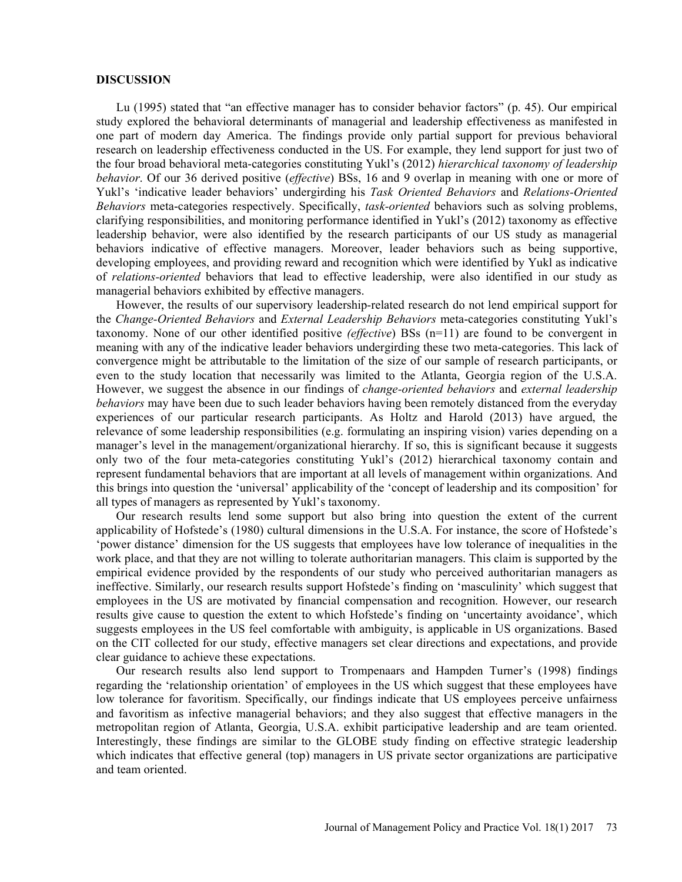## DISCUSSION

Lu (1995) stated that "an effective manager has to consider behavior factors" (p. 45). Our empirical study explored the behavioral determinants of managerial and leadership effectiveness as manifested in one part of modern day America. The findings provide only partial support for previous behavioral research on leadership effectiveness conducted in the US. For example, they lend support for just two of the four broad behavioral meta-categories constituting Yukl's (2012) *hierarchical taxonomy of leadership behavior*. Of our 36 derived positive (*effective*) BSs, 16 and 9 overlap in meaning with one or more of Yukl's 'indicative leader behaviors' undergirding his *Task Oriented Behaviors* and *Relations-Oriented Behaviors* meta-categories respectively. Specifically, *task-oriented* behaviors such as solving problems, clarifying responsibilities, and monitoring performance identified in Yukl's (2012) taxonomy as effective leadership behavior, were also identified by the research participants of our US study as managerial behaviors indicative of effective managers. Moreover, leader behaviors such as being supportive, developing employees, and providing reward and recognition which were identified by Yukl as indicative of *relations-oriented* behaviors that lead to effective leadership, were also identified in our study as managerial behaviors exhibited by effective managers.

However, the results of our supervisory leadership-related research do not lend empirical support for the *Change-Oriented Behaviors* and *External Leadership Behaviors* meta-categories constituting Yukl's taxonomy. None of our other identified positive *(effective)* BSs (n=11) are found to be convergent in meaning with any of the indicative leader behaviors undergirding these two meta-categories. This lack of convergence might be attributable to the limitation of the size of our sample of research participants, or even to the study location that necessarily was limited to the Atlanta, Georgia region of the U.S.A. However, we suggest the absence in our findings of *change-oriented behaviors* and *external leadership behaviors* may have been due to such leader behaviors having been remotely distanced from the everyday experiences of our particular research participants. As Holtz and Harold (2013) have argued, the relevance of some leadership responsibilities (e.g. formulating an inspiring vision) varies depending on a manager's level in the management/organizational hierarchy. If so, this is significant because it suggests only two of the four meta-categories constituting Yukl's (2012) hierarchical taxonomy contain and represent fundamental behaviors that are important at all levels of management within organizations. And this brings into question the 'universal' applicability of the 'concept of leadership and its composition' for all types of managers as represented by Yukl's taxonomy.

Our research results lend some support but also bring into question the extent of the current applicability of Hofstede's (1980) cultural dimensions in the U.S.A. For instance, the score of Hofstede's 'power distance' dimension for the US suggests that employees have low tolerance of inequalities in the work place, and that they are not willing to tolerate authoritarian managers. This claim is supported by the empirical evidence provided by the respondents of our study who perceived authoritarian managers as ineffective. Similarly, our research results support Hofstede's finding on 'masculinity' which suggest that employees in the US are motivated by financial compensation and recognition. However, our research results give cause to question the extent to which Hofstede's finding on 'uncertainty avoidance', which suggests employees in the US feel comfortable with ambiguity, is applicable in US organizations. Based on the CIT collected for our study, effective managers set clear directions and expectations, and provide clear guidance to achieve these expectations.

Our research results also lend support to Trompenaars and Hampden Turner's (1998) findings regarding the 'relationship orientation' of employees in the US which suggest that these employees have low tolerance for favoritism. Specifically, our findings indicate that US employees perceive unfairness and favoritism as infective managerial behaviors; and they also suggest that effective managers in the metropolitan region of Atlanta, Georgia, U.S.A. exhibit participative leadership and are team oriented. Interestingly, these findings are similar to the GLOBE study finding on effective strategic leadership which indicates that effective general (top) managers in US private sector organizations are participative and team oriented.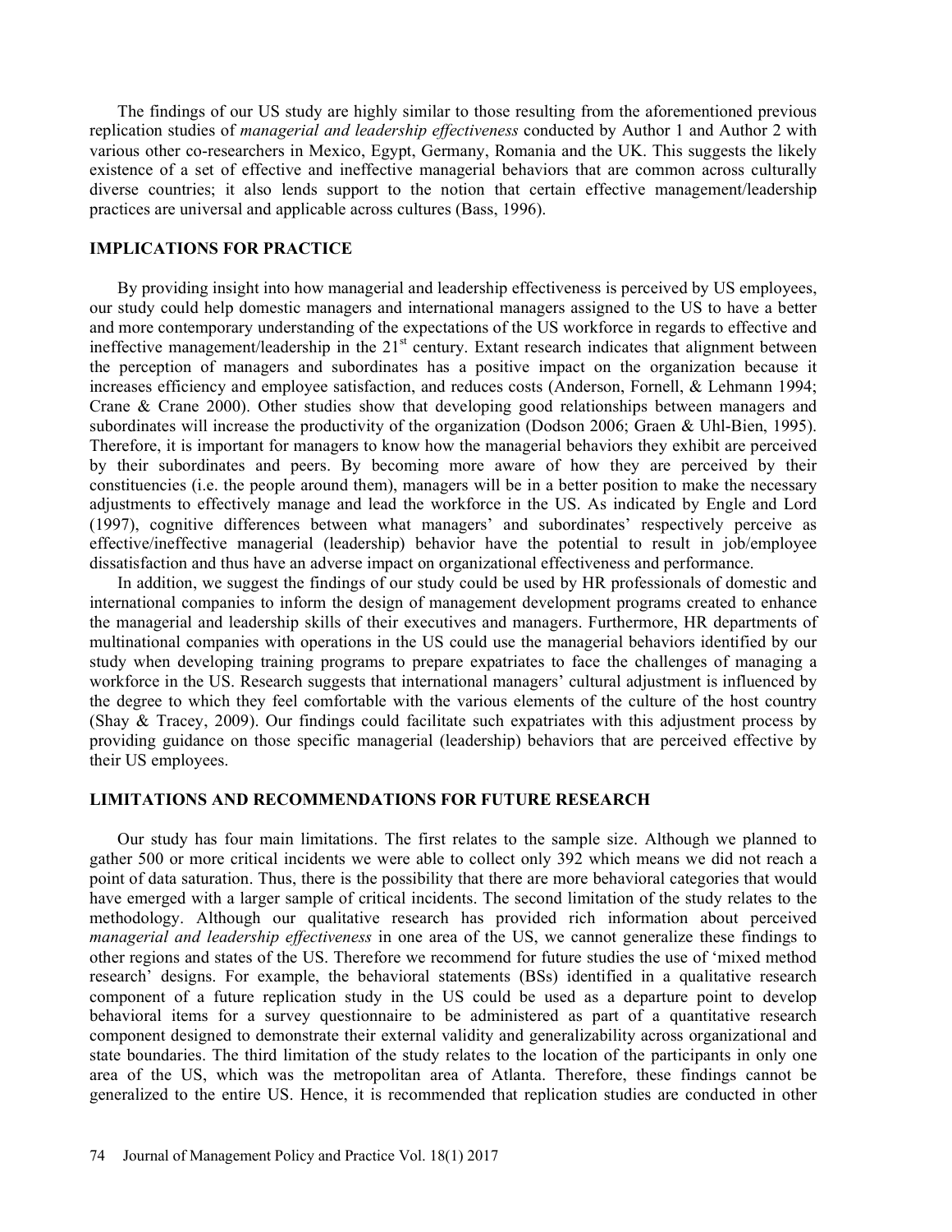The findings of our US study are highly similar to those resulting from the aforementioned previous replication studies of *managerial and leadership effectiveness* conducted by Author 1 and Author 2 with various other co-researchers in Mexico, Egypt, Germany, Romania and the UK. This suggests the likely existence of a set of effective and ineffective managerial behaviors that are common across culturally diverse countries; it also lends support to the notion that certain effective management/leadership practices are universal and applicable across cultures (Bass, 1996).

## IMPLICATIONS FOR PRACTICE

By providing insight into how managerial and leadership effectiveness is perceived by US employees, our study could help domestic managers and international managers assigned to the US to have a better and more contemporary understanding of the expectations of the US workforce in regards to effective and ineffective management/leadership in the 21st century. Extant research indicates that alignment between the perception of managers and subordinates has a positive impact on the organization because it increases efficiency and employee satisfaction, and reduces costs (Anderson, Fornell, & Lehmann 1994; Crane & Crane 2000). Other studies show that developing good relationships between managers and subordinates will increase the productivity of the organization (Dodson 2006; Graen & Uhl-Bien, 1995). Therefore, it is important for managers to know how the managerial behaviors they exhibit are perceived by their subordinates and peers. By becoming more aware of how they are perceived by their constituencies (i.e. the people around them), managers will be in a better position to make the necessary adjustments to effectively manage and lead the workforce in the US. As indicated by Engle and Lord (1997), cognitive differences between what managers' and subordinates' respectively perceive as effective/ineffective managerial (leadership) behavior have the potential to result in job/employee dissatisfaction and thus have an adverse impact on organizational effectiveness and performance.

In addition, we suggest the findings of our study could be used by HR professionals of domestic and international companies to inform the design of management development programs created to enhance the managerial and leadership skills of their executives and managers. Furthermore, HR departments of multinational companies with operations in the US could use the managerial behaviors identified by our study when developing training programs to prepare expatriates to face the challenges of managing a workforce in the US. Research suggests that international managers' cultural adjustment is influenced by the degree to which they feel comfortable with the various elements of the culture of the host country (Shay & Tracey, 2009). Our findings could facilitate such expatriates with this adjustment process by providing guidance on those specific managerial (leadership) behaviors that are perceived effective by their US employees.

## LIMITATIONS AND RECOMMENDATIONS FOR FUTURE RESEARCH

Our study has four main limitations. The first relates to the sample size. Although we planned to gather 500 or more critical incidents we were able to collect only 392 which means we did not reach a point of data saturation. Thus, there is the possibility that there are more behavioral categories that would have emerged with a larger sample of critical incidents. The second limitation of the study relates to the methodology. Although our qualitative research has provided rich information about perceived *managerial and leadership effectiveness* in one area of the US, we cannot generalize these findings to other regions and states of the US. Therefore we recommend for future studies the use of 'mixed method research' designs. For example, the behavioral statements (BSs) identified in a qualitative research component of a future replication study in the US could be used as a departure point to develop behavioral items for a survey questionnaire to be administered as part of a quantitative research component designed to demonstrate their external validity and generalizability across organizational and state boundaries. The third limitation of the study relates to the location of the participants in only one area of the US, which was the metropolitan area of Atlanta. Therefore, these findings cannot be generalized to the entire US. Hence, it is recommended that replication studies are conducted in other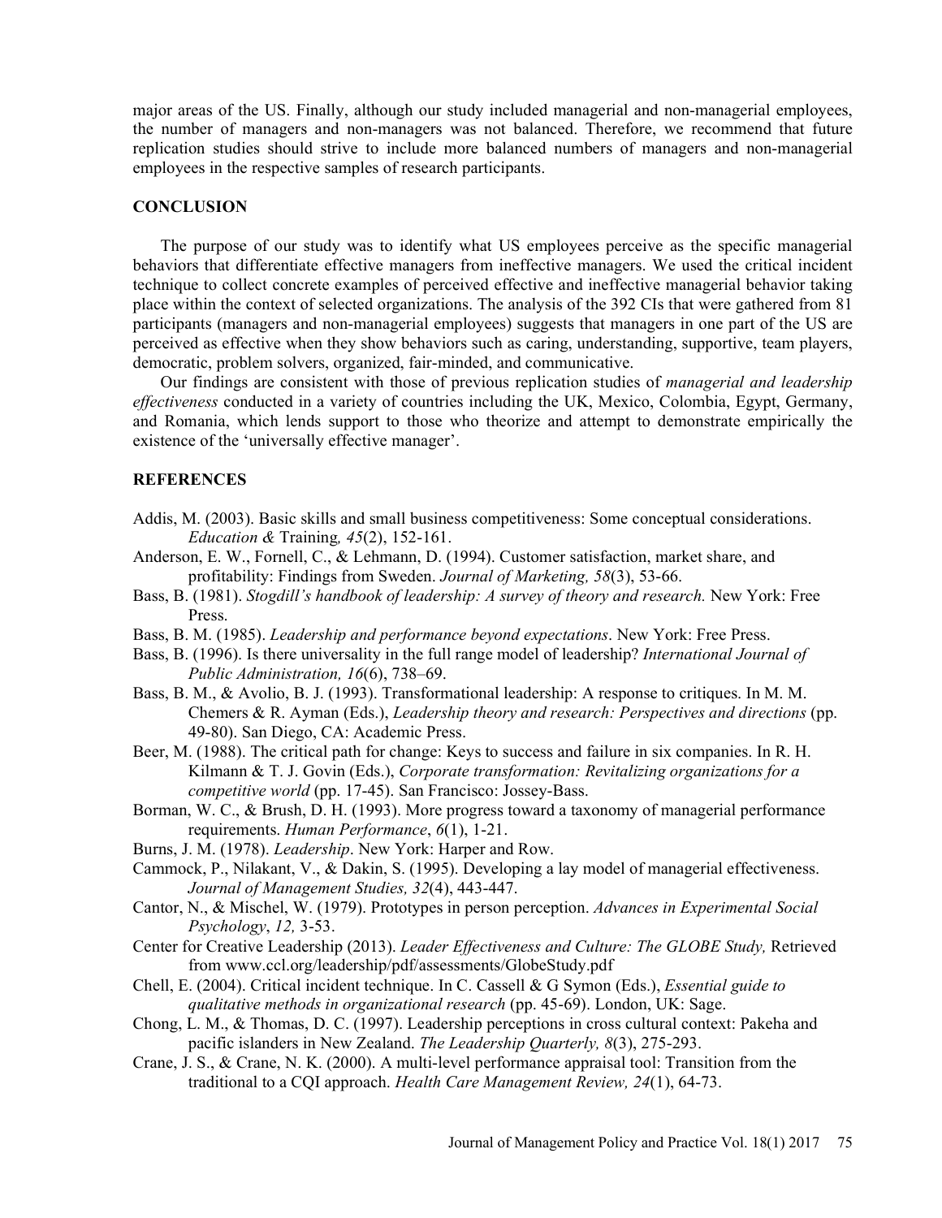major areas of the US. Finally, although our study included managerial and non-managerial employees, the number of managers and non-managers was not balanced. Therefore, we recommend that future replication studies should strive to include more balanced numbers of managers and non-managerial employees in the respective samples of research participants.

## CONCLUSION

The purpose of our study was to identify what US employees perceive as the specific managerial behaviors that differentiate effective managers from ineffective managers. We used the critical incident technique to collect concrete examples of perceived effective and ineffective managerial behavior taking place within the context of selected organizations. The analysis of the 392 CIs that were gathered from 81 participants (managers and non-managerial employees) suggests that managers in one part of the US are perceived as effective when they show behaviors such as caring, understanding, supportive, team players, democratic, problem solvers, organized, fair-minded, and communicative.

Our findings are consistent with those of previous replication studies of *managerial and leadership effectiveness* conducted in a variety of countries including the UK, Mexico, Colombia, Egypt, Germany, and Romania, which lends support to those who theorize and attempt to demonstrate empirically the existence of the 'universally effective manager'.

## REFERENCES

Addis, M. (2003). Basic skills and small business competitiveness: Some conceptual considerations. *Education &* Training*, 45*(2), 152-161.

Anderson, E. W., Fornell, C., & Lehmann, D. (1994). Customer satisfaction, market share, and profitability: Findings from Sweden. *Journal of Marketing, 58*(3), 53-66.

Bass, B. (1981). *Stogdill's handbook of leadership: A survey of theory and research.* New York: Free Press.

Bass, B. M. (1985). *Leadership and performance beyond expectations*. New York: Free Press.

Bass, B. (1996). Is there universality in the full range model of leadership? *International Journal of Public Administration, 16*(6), 738–69.

Bass, B. M., & Avolio, B. J. (1993). Transformational leadership: A response to critiques. In M. M. Chemers & R. Ayman (Eds.), *Leadership theory and research: Perspectives and directions* (pp. 49-80). San Diego, CA: Academic Press.

Beer, M. (1988). The critical path for change: Keys to success and failure in six companies. In R. H. Kilmann & T. J. Govin (Eds.), *Corporate transformation: Revitalizing organizations for a competitive world* (pp. 17-45). San Francisco: Jossey-Bass.

Borman, W. C., & Brush, D. H. (1993). More progress toward a taxonomy of managerial performance requirements. *Human Performance*, *6*(1), 1-21.

Burns, J. M. (1978). *Leadership*. New York: Harper and Row.

Cammock, P., Nilakant, V., & Dakin, S. (1995). Developing a lay model of managerial effectiveness. *Journal of Management Studies, 32*(4), 443-447.

Cantor, N., & Mischel, W. (1979). Prototypes in person perception. *Advances in Experimental Social Psychology*, *12,* 3-53.

Center for Creative Leadership (2013). *Leader Effectiveness and Culture: The GLOBE Study,* Retrieved from www.ccl.org/leadership/pdf/assessments/GlobeStudy.pdf

Chell, E. (2004). Critical incident technique. In C. Cassell & G Symon (Eds.), *Essential guide to qualitative methods in organizational research* (pp. 45-69). London, UK: Sage.

Chong, L. M., & Thomas, D. C. (1997). Leadership perceptions in cross cultural context: Pakeha and pacific islanders in New Zealand. *The Leadership Quarterly, 8*(3), 275-293.

Crane, J. S., & Crane, N. K. (2000). A multi-level performance appraisal tool: Transition from the traditional to a CQI approach. *Health Care Management Review, 24*(1), 64-73.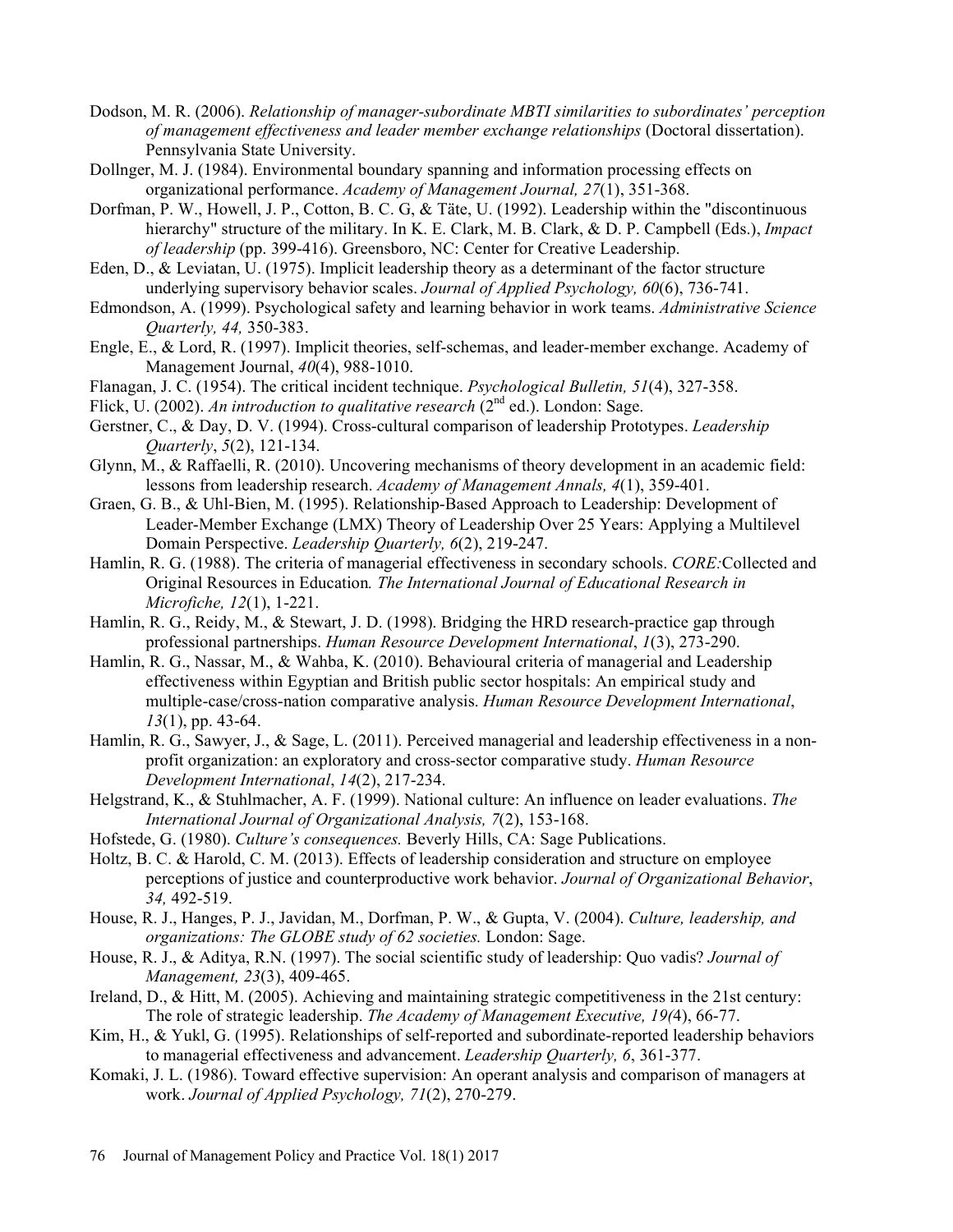Dodson, M. R. (2006). *Relationship of manager-subordinate MBTI similarities to subordinates' perception of management effectiveness and leader member exchange relationships* (Doctoral dissertation). Pennsylvania State University.

Dollnger, M. J. (1984). Environmental boundary spanning and information processing effects on organizational performance. *Academy of Management Journal, 27*(1), 351-368.

Dorfman, P. W., Howell, J. P., Cotton, B. C. G, & Täte, U. (1992). Leadership within the "discontinuous hierarchy" structure of the military. In K. E. Clark, M. B. Clark, & D. P. Campbell (Eds.), *Impact of leadership* (pp. 399-416). Greensboro, NC: Center for Creative Leadership.

Eden, D., & Leviatan, U. (1975). Implicit leadership theory as a determinant of the factor structure underlying supervisory behavior scales. *Journal of Applied Psychology, 60*(6), 736-741.

Edmondson, A. (1999). Psychological safety and learning behavior in work teams. *Administrative Science Quarterly, 44,* 350-383.

Engle, E., & Lord, R. (1997). Implicit theories, self-schemas, and leader-member exchange. Academy of Management Journal, *40*(4), 988-1010.

Flanagan, J. C. (1954). The critical incident technique. *Psychological Bulletin, 51*(4), 327-358.

Flick, U. (2002). *An introduction to qualitative research* (2nd ed.). London: Sage.

Gerstner, C., & Day, D. V. (1994). Cross-cultural comparison of leadership Prototypes. *Leadership Quarterly*, *5*(2), 121-134.

Glynn, M., & Raffaelli, R. (2010). Uncovering mechanisms of theory development in an academic field: lessons from leadership research. *Academy of Management Annals, 4*(1), 359-401.

Graen, G. B., & Uhl-Bien, M. (1995). Relationship-Based Approach to Leadership: Development of Leader-Member Exchange (LMX) Theory of Leadership Over 25 Years: Applying a Multilevel Domain Perspective. *Leadership Quarterly, 6*(2), 219-247.

Hamlin, R. G. (1988). The criteria of managerial effectiveness in secondary schools. *CORE:*Collected and Original Resources in Education*. The International Journal of Educational Research in Microfiche, 12*(1), 1-221.

Hamlin, R. G., Reidy, M., & Stewart, J. D. (1998). Bridging the HRD research-practice gap through professional partnerships. *Human Resource Development International*, *1*(3), 273-290.

Hamlin, R. G., Nassar, M., & Wahba, K. (2010). Behavioural criteria of managerial and Leadership effectiveness within Egyptian and British public sector hospitals: An empirical study and multiple-case/cross-nation comparative analysis. *Human Resource Development International*, *13*(1), pp. 43-64.

Hamlin, R. G., Sawyer, J., & Sage, L. (2011). Perceived managerial and leadership effectiveness in a non-profit organization: an exploratory and cross-sector comparative study. *Human Resource Development International*, *14*(2), 217-234.

Helgstrand, K., & Stuhlmacher, A. F. (1999). National culture: An influence on leader evaluations. *The International Journal of Organizational Analysis, 7*(2), 153-168.

Hofstede, G. (1980). *Culture's consequences.* Beverly Hills, CA: Sage Publications.

Holtz, B. C. & Harold, C. M. (2013). Effects of leadership consideration and structure on employee perceptions of justice and counterproductive work behavior. *Journal of Organizational Behavior*, *34,* 492-519.

House, R. J., Hanges, P. J., Javidan, M., Dorfman, P. W., & Gupta, V. (2004). *Culture, leadership, and organizations: The GLOBE study of 62 societies.* London: Sage.

House, R. J., & Aditya, R.N. (1997). The social scientific study of leadership: Quo vadis? *Journal of Management, 23*(3), 409-465.

Ireland, D., & Hitt, M. (2005). Achieving and maintaining strategic competitiveness in the 21st century: The role of strategic leadership. *The Academy of Management Executive, 19(*4), 66-77.

Kim, H., & Yukl, G. (1995). Relationships of self-reported and subordinate-reported leadership behaviors to managerial effectiveness and advancement. *Leadership Quarterly, 6*, 361-377.

Komaki, J. L. (1986). Toward effective supervision: An operant analysis and comparison of managers at work. *Journal of Applied Psychology, 71*(2), 270-279.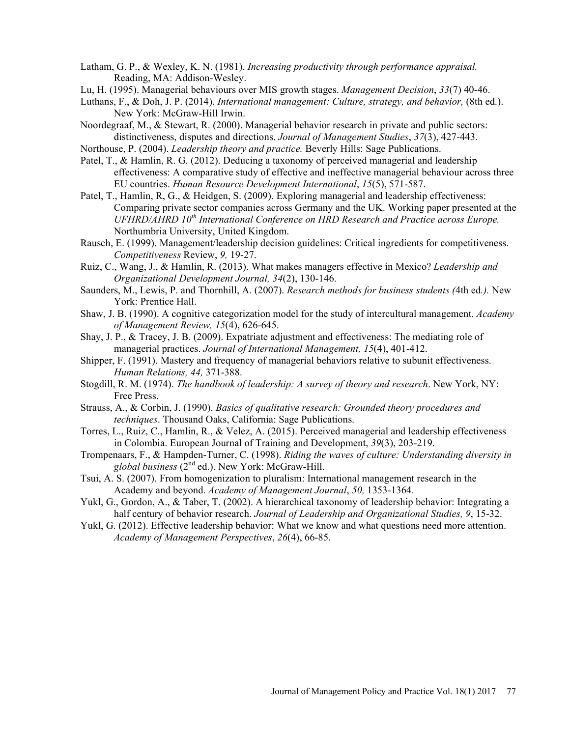Latham, G. P., & Wexley, K. N. (1981). *Increasing productivity through performance appraisal.* Reading, MA: Addison-Wesley.

Lu, H. (1995). Managerial behaviours over MIS growth stages. *Management Decision*, *33*(7) 40-46.

Luthans, F., & Doh, J. P. (2014). *International management: Culture, strategy, and behavior,* (8th ed.). New York: McGraw-Hill Irwin.

Noordegraaf, M., & Stewart, R. (2000). Managerial behavior research in private and public sectors: distinctiveness, disputes and directions. *Journal of Management Studies*, *37*(3), 427-443.

Northouse, P. (2004). *Leadership theory and practice.* Beverly Hills: Sage Publications.

Patel, T., & Hamlin, R. G. (2012). Deducing a taxonomy of perceived managerial and leadership effectiveness: A comparative study of effective and ineffective managerial behaviour across three EU countries. *Human Resource Development International*, *15*(5), 571-587.

Patel, T., Hamlin, R, G., & Heidgen, S. (2009). Exploring managerial and leadership effectiveness: Comparing private sector companies across Germany and the UK. Working paper presented at the *UFHRD/AHRD 10th International Conference on HRD Research and Practice across Europe.* Northumbria University, United Kingdom.

Rausch, E. (1999). Management/leadership decision guidelines: Critical ingredients for competitiveness. *Competitiveness* Review, *9,* 19-27.

Ruiz, C., Wang, J., & Hamlin, R. (2013). What makes managers effective in Mexico? *Leadership and Organizational Development Journal, 34*(2), 130-146.

Saunders, M., Lewis, P. and Thornhill, A. (2007). *Research methods for business students (*4th ed*.).* New York: Prentice Hall.

Shaw, J. B. (1990). A cognitive categorization model for the study of intercultural management. *Academy of Management Review, 15*(4), 626-645.

Shay, J. P., & Tracey, J. B. (2009). Expatriate adjustment and effectiveness: The mediating role of managerial practices. *Journal of International Management, 15*(4), 401-412.

Shipper, F. (1991). Mastery and frequency of managerial behaviors relative to subunit effectiveness. *Human Relations, 44,* 371-388.

Stogdill, R. M. (1974). *The handbook of leadership: A survey of theory and research*. New York, NY: Free Press.

Strauss, A., & Corbin, J. (1990). *Basics of qualitative research: Grounded theory procedures and techniques*. Thousand Oaks, California: Sage Publications.

Torres, L., Ruiz, C., Hamlin, R., & Velez, A. (2015). Perceived managerial and leadership effectiveness in Colombia. European Journal of Training and Development, *39*(3), 203-219.

Trompenaars, F., & Hampden-Turner, C. (1998). *Riding the waves of culture: Understanding diversity in global business* (2nd ed.). New York: McGraw-Hill.

Tsui, A. S. (2007). From homogenization to pluralism: International management research in the Academy and beyond. *Academy of Management Journal*, *50,* 1353-1364.

Yukl, G., Gordon, A., & Taber, T. (2002). A hierarchical taxonomy of leadership behavior: Integrating a half century of behavior research. *Journal of Leadership and Organizational Studies, 9*, 15-32.

Yukl, G. (2012). Effective leadership behavior: What we know and what questions need more attention. *Academy of Management Perspectives*, *26*(4), 66-85.